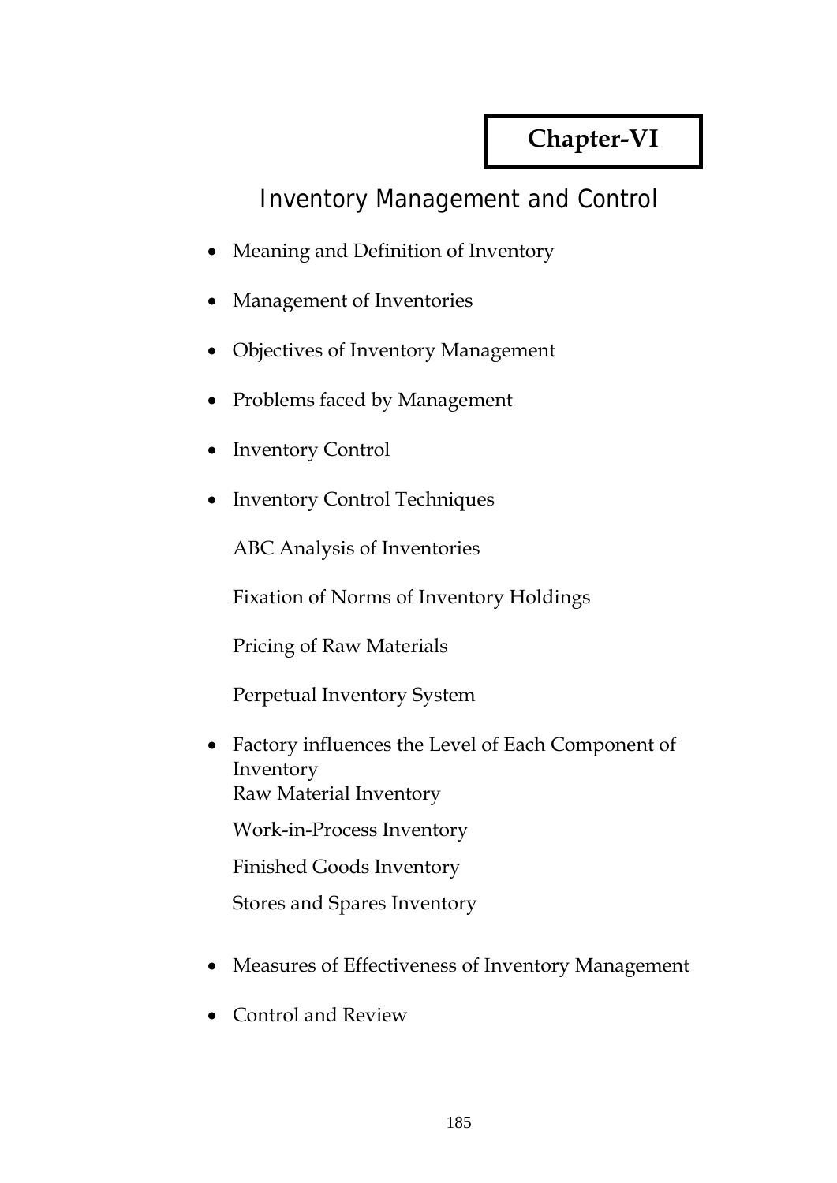# Chapter-VI

## Inventory Management and Control

- Meaning and Definition of Inventory
- Management of Inventories
- Objectives of Inventory Management
- Problems faced by Management
- Inventory Control
- Inventory Control Techniques

  ABC Analysis of Inventories

  Fixation of Norms of Inventory Holdings

  Pricing of Raw Materials

  Perpetual Inventory System

- Factory influences the Level of Each Component of Inventory

  Raw Material Inventory

  Work-in-Process Inventory

  Finished Goods Inventory

  Stores and Spares Inventory

- Measures of Effectiveness of Inventory Management
- Control and Review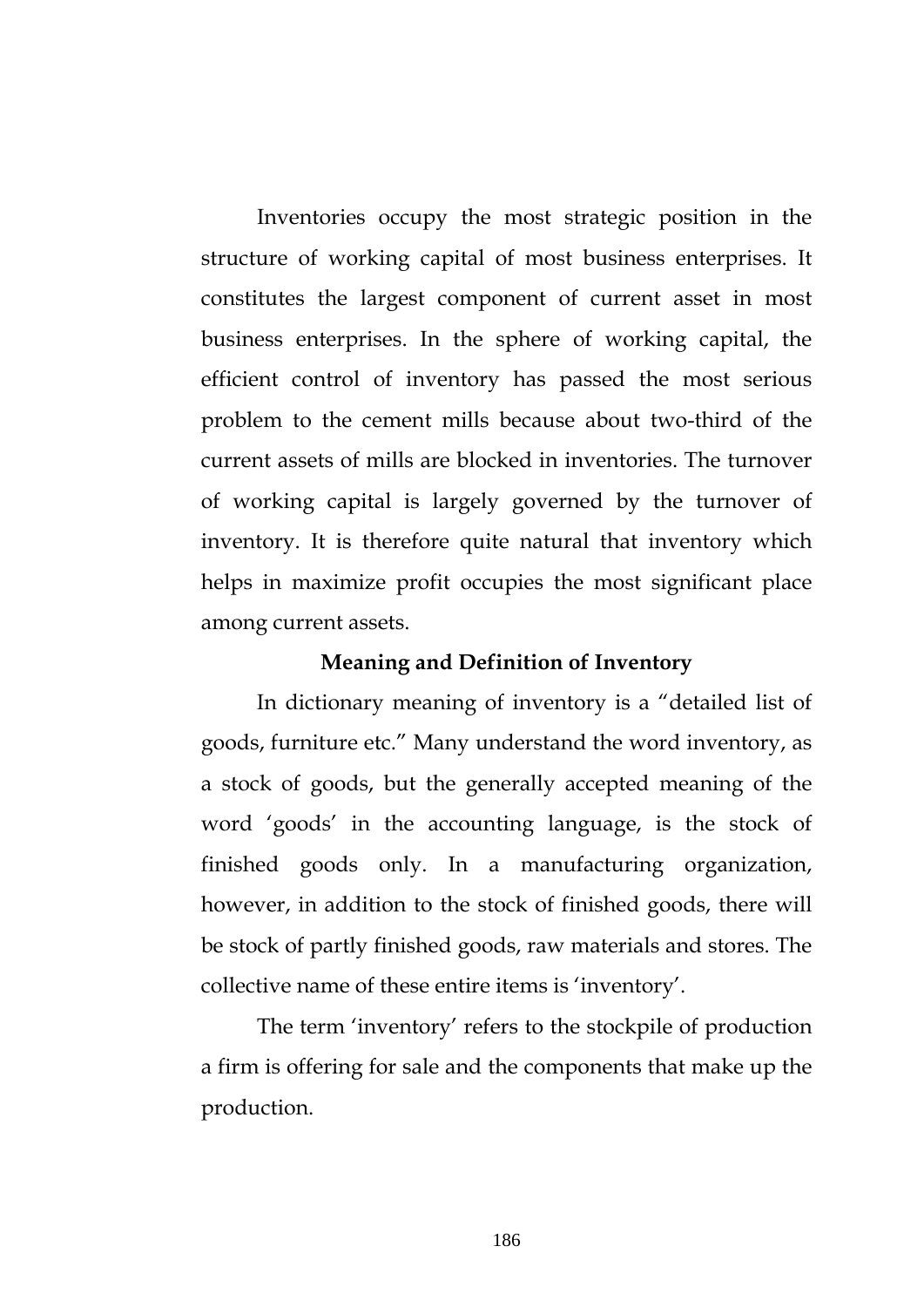Inventories occupy the most strategic position in the structure of working capital of most business enterprises. It constitutes the largest component of current asset in most business enterprises. In the sphere of working capital, the efficient control of inventory has passed the most serious problem to the cement mills because about two-third of the current assets of mills are blocked in inventories. The turnover of working capital is largely governed by the turnover of inventory. It is therefore quite natural that inventory which helps in maximize profit occupies the most significant place among current assets.

## Meaning and Definition of Inventory

In dictionary meaning of inventory is a "detailed list of goods, furniture etc." Many understand the word inventory, as a stock of goods, but the generally accepted meaning of the word 'goods' in the accounting language, is the stock of finished goods only. In a manufacturing organization, however, in addition to the stock of finished goods, there will be stock of partly finished goods, raw materials and stores. The collective name of these entire items is 'inventory'.

The term 'inventory' refers to the stockpile of production a firm is offering for sale and the components that make up the production.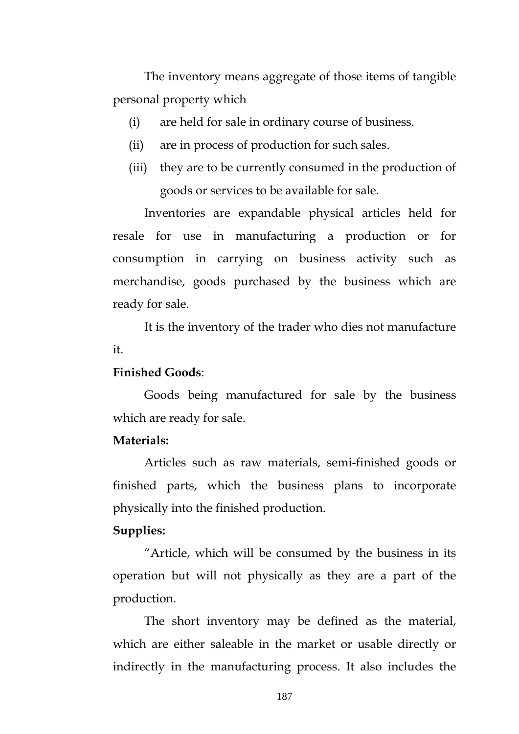The inventory means aggregate of those items of tangible personal property which

(i) are held for sale in ordinary course of business.

(ii) are in process of production for such sales.

(iii) they are to be currently consumed in the production of goods or services to be available for sale.

Inventories are expandable physical articles held for resale for use in manufacturing a production or for consumption in carrying on business activity such as merchandise, goods purchased by the business which are ready for sale.

It is the inventory of the trader who dies not manufacture it.

**Finished Goods**:

Goods being manufactured for sale by the business which are ready for sale.

**Materials:**

Articles such as raw materials, semi-finished goods or finished parts, which the business plans to incorporate physically into the finished production.

**Supplies:**

"Article, which will be consumed by the business in its operation but will not physically as they are a part of the production.

The short inventory may be defined as the material, which are either saleable in the market or usable directly or indirectly in the manufacturing process. It also includes the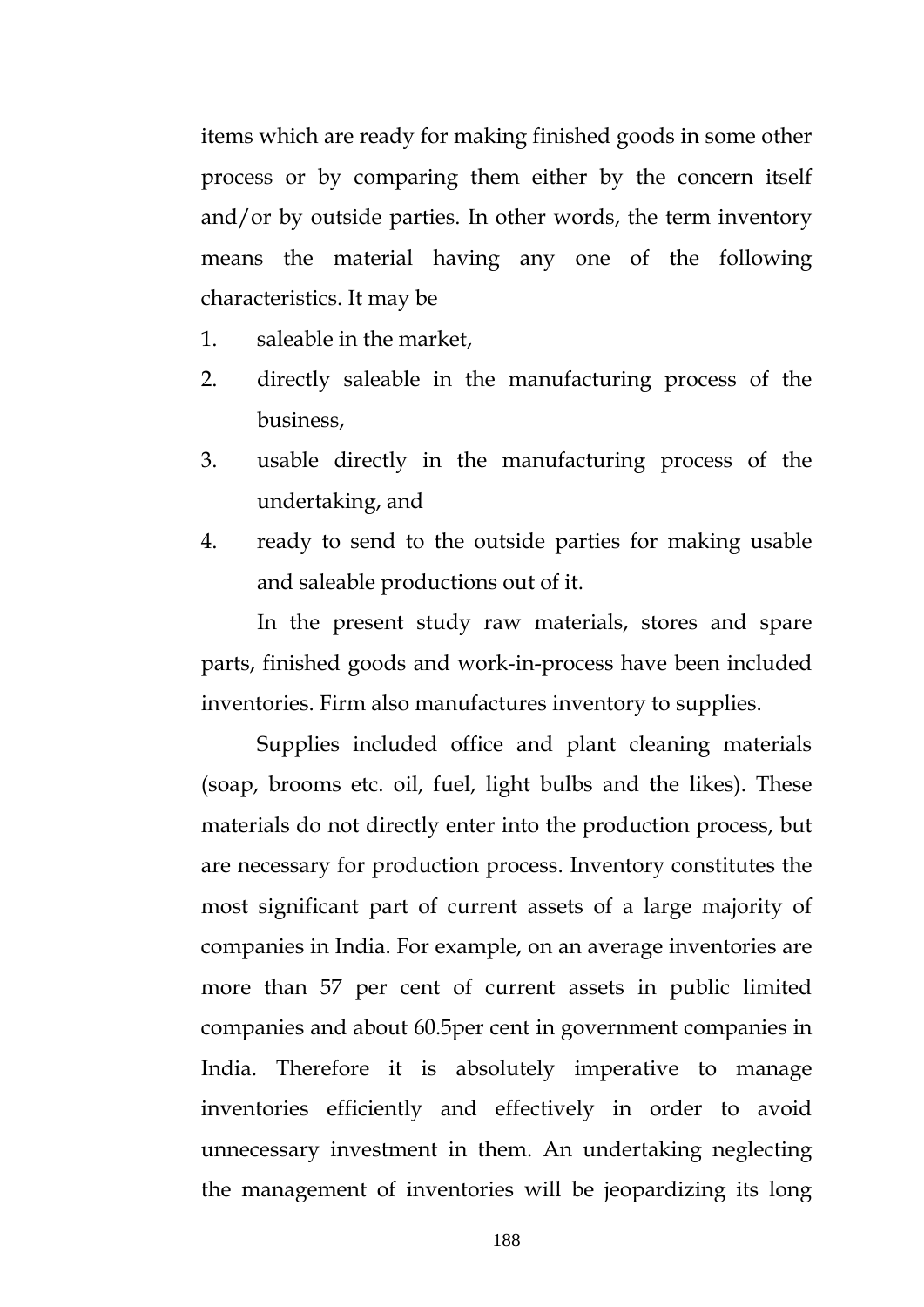items which are ready for making finished goods in some other process or by comparing them either by the concern itself and/or by outside parties. In other words, the term inventory means the material having any one of the following characteristics. It may be

1. saleable in the market,
2. directly saleable in the manufacturing process of the business,
3. usable directly in the manufacturing process of the undertaking, and
4. ready to send to the outside parties for making usable and saleable productions out of it.

In the present study raw materials, stores and spare parts, finished goods and work-in-process have been included inventories. Firm also manufactures inventory to supplies.

Supplies included office and plant cleaning materials (soap, brooms etc. oil, fuel, light bulbs and the likes). These materials do not directly enter into the production process, but are necessary for production process. Inventory constitutes the most significant part of current assets of a large majority of companies in India. For example, on an average inventories are more than 57 per cent of current assets in public limited companies and about 60.5per cent in government companies in India. Therefore it is absolutely imperative to manage inventories efficiently and effectively in order to avoid unnecessary investment in them. An undertaking neglecting the management of inventories will be jeopardizing its long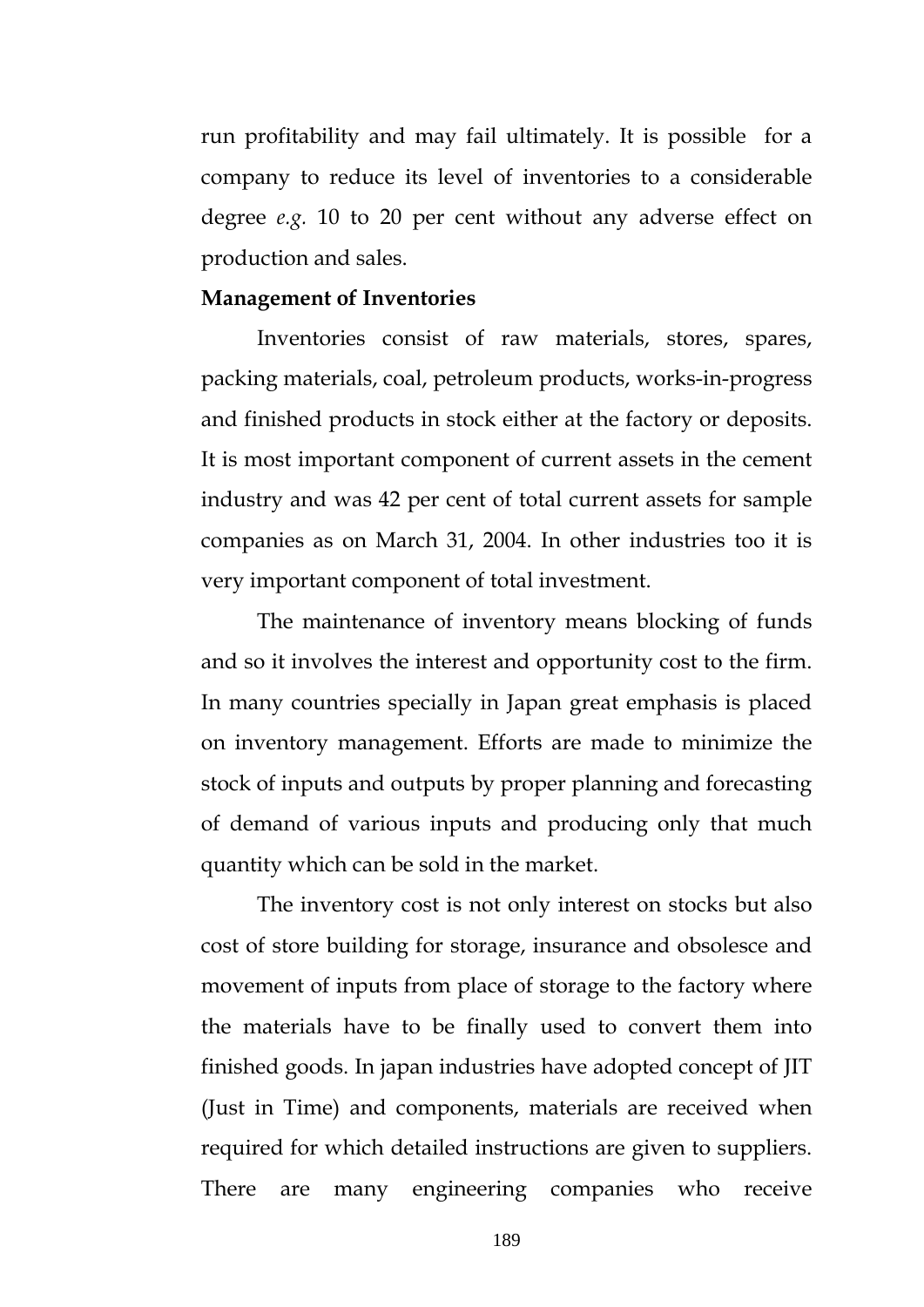run profitability and may fail ultimately. It is possible for a company to reduce its level of inventories to a considerable degree *e.g.* 10 to 20 per cent without any adverse effect on production and sales.

**Management of Inventories**

Inventories consist of raw materials, stores, spares, packing materials, coal, petroleum products, works-in-progress and finished products in stock either at the factory or deposits. It is most important component of current assets in the cement industry and was 42 per cent of total current assets for sample companies as on March 31, 2004. In other industries too it is very important component of total investment.

The maintenance of inventory means blocking of funds and so it involves the interest and opportunity cost to the firm. In many countries specially in Japan great emphasis is placed on inventory management. Efforts are made to minimize the stock of inputs and outputs by proper planning and forecasting of demand of various inputs and producing only that much quantity which can be sold in the market.

The inventory cost is not only interest on stocks but also cost of store building for storage, insurance and obsolesce and movement of inputs from place of storage to the factory where the materials have to be finally used to convert them into finished goods. In japan industries have adopted concept of JIT (Just in Time) and components, materials are received when required for which detailed instructions are given to suppliers. There are many engineering companies who receive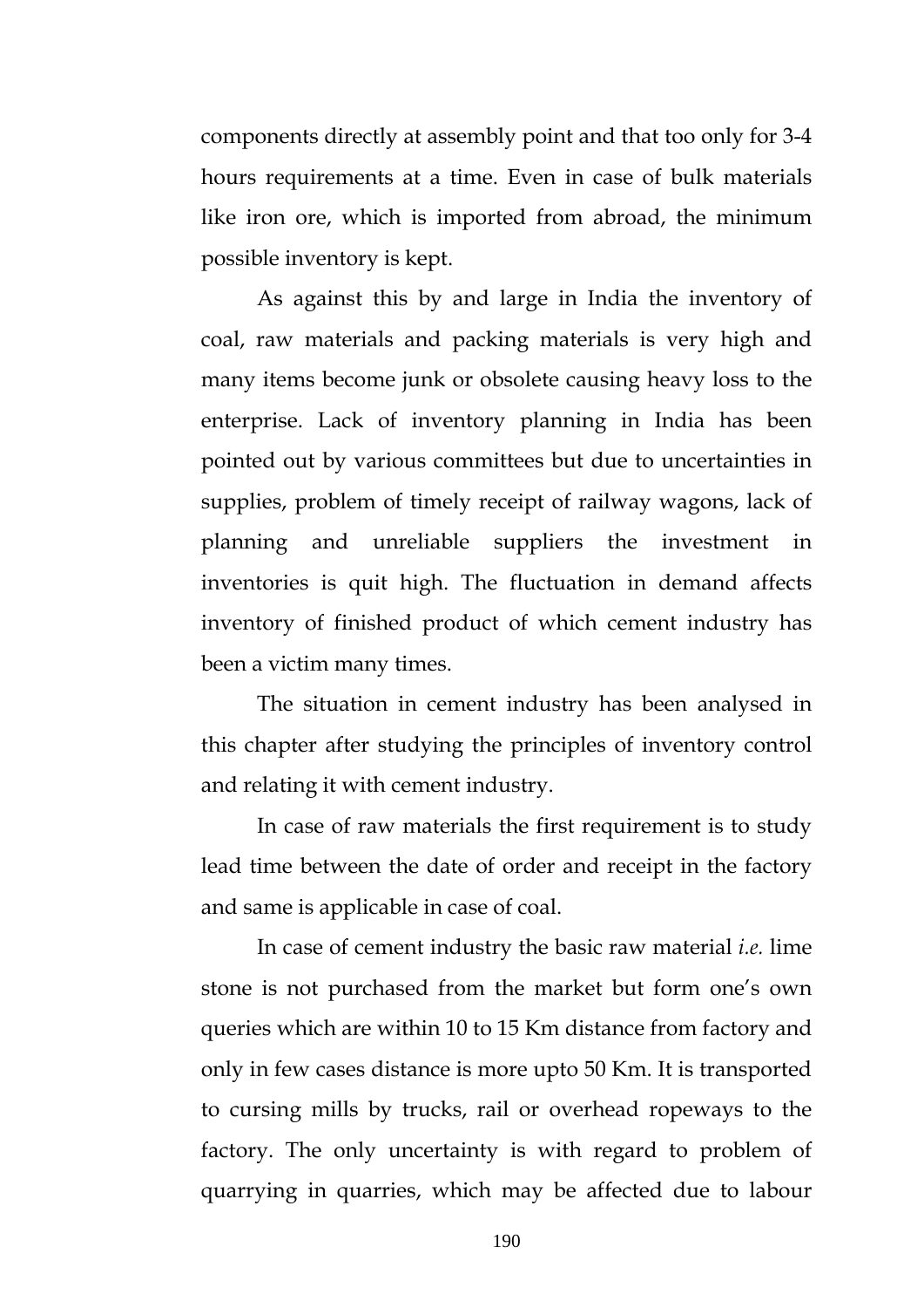components directly at assembly point and that too only for 3-4 hours requirements at a time. Even in case of bulk materials like iron ore, which is imported from abroad, the minimum possible inventory is kept.

As against this by and large in India the inventory of coal, raw materials and packing materials is very high and many items become junk or obsolete causing heavy loss to the enterprise. Lack of inventory planning in India has been pointed out by various committees but due to uncertainties in supplies, problem of timely receipt of railway wagons, lack of planning and unreliable suppliers the investment in inventories is quit high. The fluctuation in demand affects inventory of finished product of which cement industry has been a victim many times.

The situation in cement industry has been analysed in this chapter after studying the principles of inventory control and relating it with cement industry.

In case of raw materials the first requirement is to study lead time between the date of order and receipt in the factory and same is applicable in case of coal.

In case of cement industry the basic raw material *i.e.* lime stone is not purchased from the market but form one's own queries which are within 10 to 15 Km distance from factory and only in few cases distance is more upto 50 Km. It is transported to cursing mills by trucks, rail or overhead ropeways to the factory. The only uncertainty is with regard to problem of quarrying in quarries, which may be affected due to labour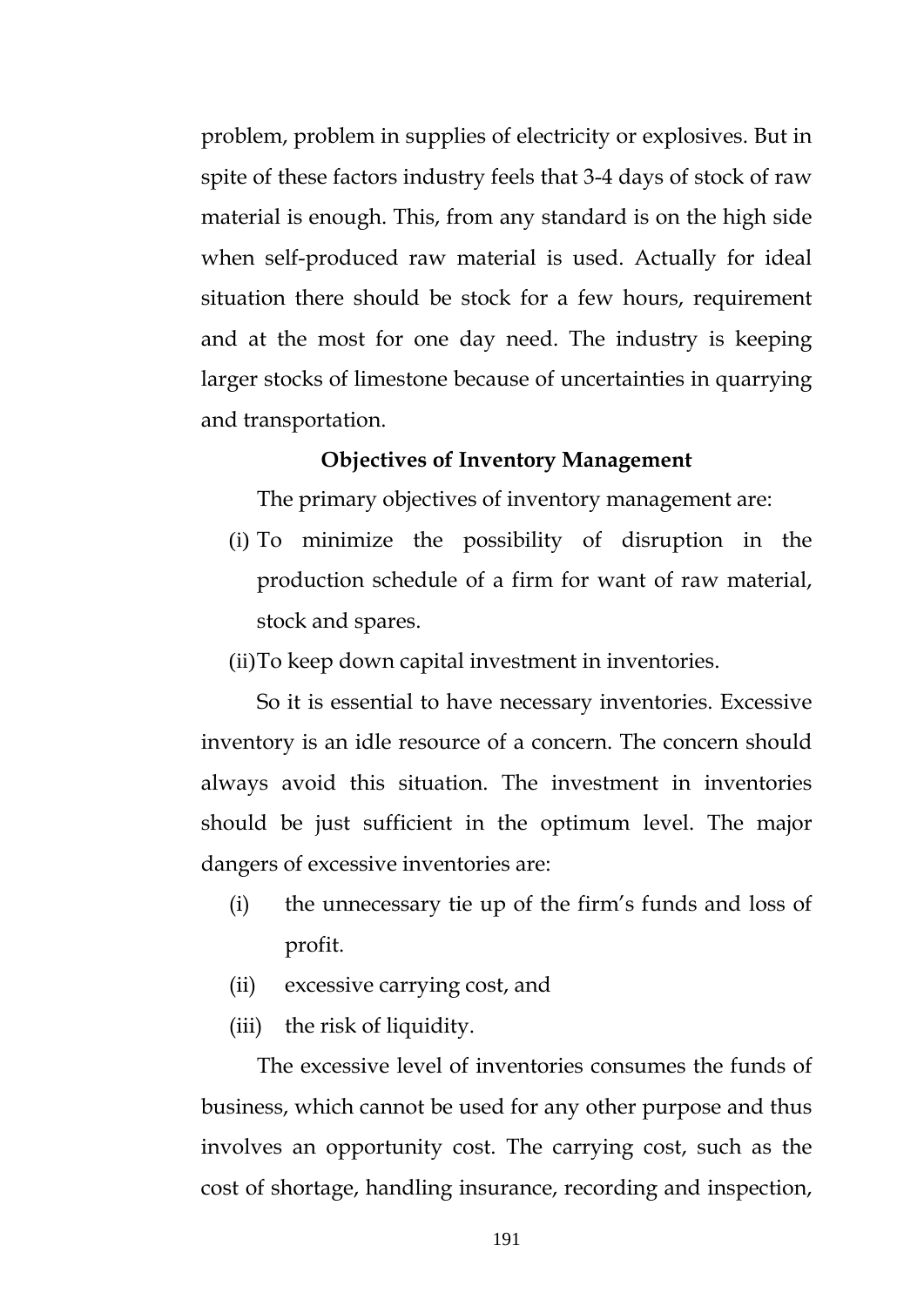problem, problem in supplies of electricity or explosives. But in spite of these factors industry feels that 3-4 days of stock of raw material is enough. This, from any standard is on the high side when self-produced raw material is used. Actually for ideal situation there should be stock for a few hours, requirement and at the most for one day need. The industry is keeping larger stocks of limestone because of uncertainties in quarrying and transportation.

### Objectives of Inventory Management

The primary objectives of inventory management are:

(i) To minimize the possibility of disruption in the production schedule of a firm for want of raw material, stock and spares.

(ii) To keep down capital investment in inventories.

So it is essential to have necessary inventories. Excessive inventory is an idle resource of a concern. The concern should always avoid this situation. The investment in inventories should be just sufficient in the optimum level. The major dangers of excessive inventories are:

(i) the unnecessary tie up of the firm's funds and loss of profit.

(ii) excessive carrying cost, and

(iii) the risk of liquidity.

The excessive level of inventories consumes the funds of business, which cannot be used for any other purpose and thus involves an opportunity cost. The carrying cost, such as the cost of shortage, handling insurance, recording and inspection,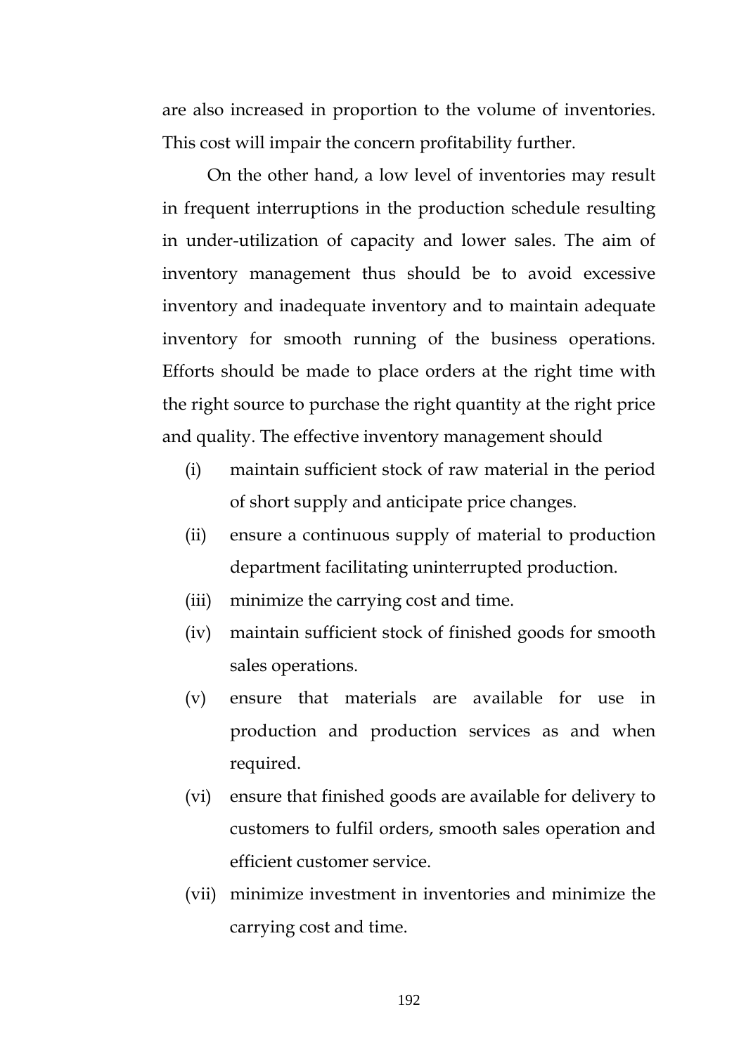are also increased in proportion to the volume of inventories. This cost will impair the concern profitability further.

On the other hand, a low level of inventories may result in frequent interruptions in the production schedule resulting in under-utilization of capacity and lower sales. The aim of inventory management thus should be to avoid excessive inventory and inadequate inventory and to maintain adequate inventory for smooth running of the business operations. Efforts should be made to place orders at the right time with the right source to purchase the right quantity at the right price and quality. The effective inventory management should

(i) maintain sufficient stock of raw material in the period of short supply and anticipate price changes.

(ii) ensure a continuous supply of material to production department facilitating uninterrupted production.

(iii) minimize the carrying cost and time.

(iv) maintain sufficient stock of finished goods for smooth sales operations.

(v) ensure that materials are available for use in production and production services as and when required.

(vi) ensure that finished goods are available for delivery to customers to fulfil orders, smooth sales operation and efficient customer service.

(vii) minimize investment in inventories and minimize the carrying cost and time.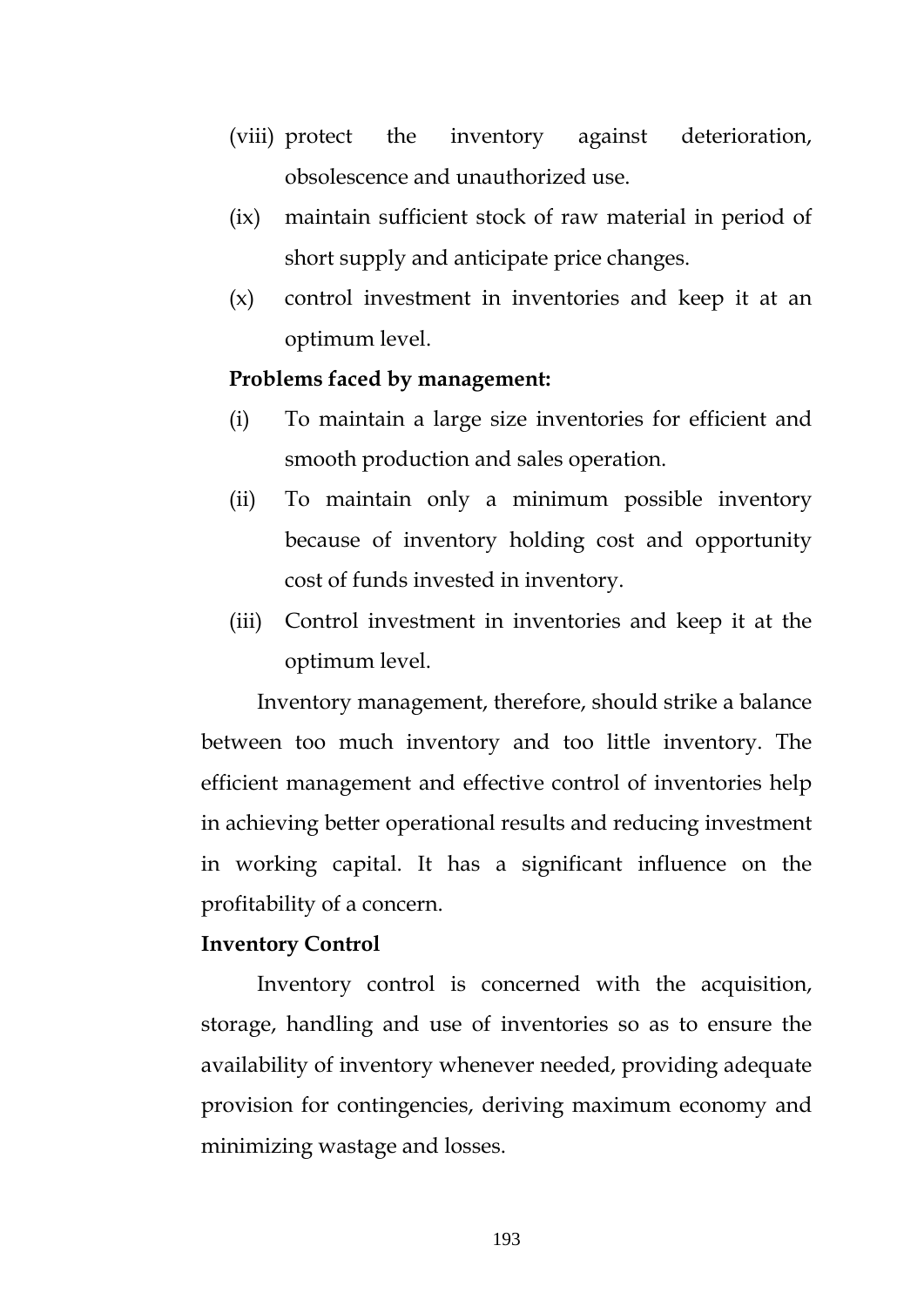(viii) protect the inventory against deterioration, obsolescence and unauthorized use.

(ix) maintain sufficient stock of raw material in period of short supply and anticipate price changes.

(x) control investment in inventories and keep it at an optimum level.

**Problems faced by management:**

(i) To maintain a large size inventories for efficient and smooth production and sales operation.

(ii) To maintain only a minimum possible inventory because of inventory holding cost and opportunity cost of funds invested in inventory.

(iii) Control investment in inventories and keep it at the optimum level.

Inventory management, therefore, should strike a balance between too much inventory and too little inventory. The efficient management and effective control of inventories help in achieving better operational results and reducing investment in working capital. It has a significant influence on the profitability of a concern.

**Inventory Control**

Inventory control is concerned with the acquisition, storage, handling and use of inventories so as to ensure the availability of inventory whenever needed, providing adequate provision for contingencies, deriving maximum economy and minimizing wastage and losses.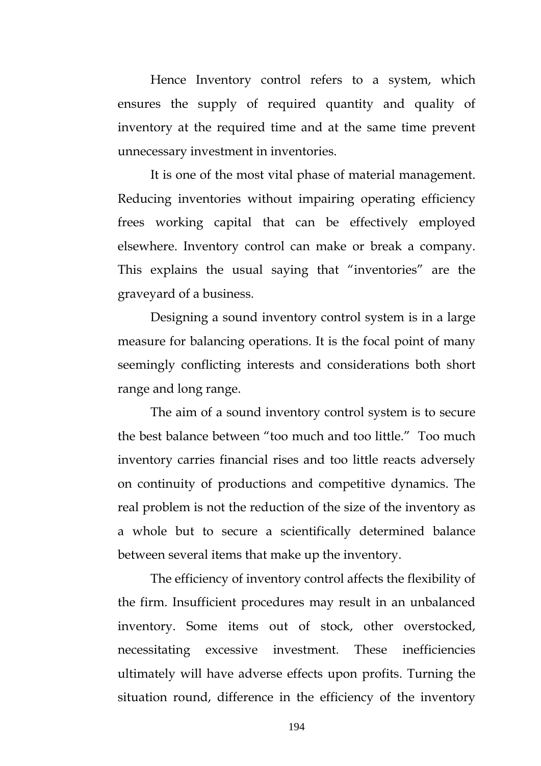Hence Inventory control refers to a system, which ensures the supply of required quantity and quality of inventory at the required time and at the same time prevent unnecessary investment in inventories.

It is one of the most vital phase of material management. Reducing inventories without impairing operating efficiency frees working capital that can be effectively employed elsewhere. Inventory control can make or break a company. This explains the usual saying that "inventories" are the graveyard of a business.

Designing a sound inventory control system is in a large measure for balancing operations. It is the focal point of many seemingly conflicting interests and considerations both short range and long range.

The aim of a sound inventory control system is to secure the best balance between "too much and too little." Too much inventory carries financial rises and too little reacts adversely on continuity of productions and competitive dynamics. The real problem is not the reduction of the size of the inventory as a whole but to secure a scientifically determined balance between several items that make up the inventory.

The efficiency of inventory control affects the flexibility of the firm. Insufficient procedures may result in an unbalanced inventory. Some items out of stock, other overstocked, necessitating excessive investment. These inefficiencies ultimately will have adverse effects upon profits. Turning the situation round, difference in the efficiency of the inventory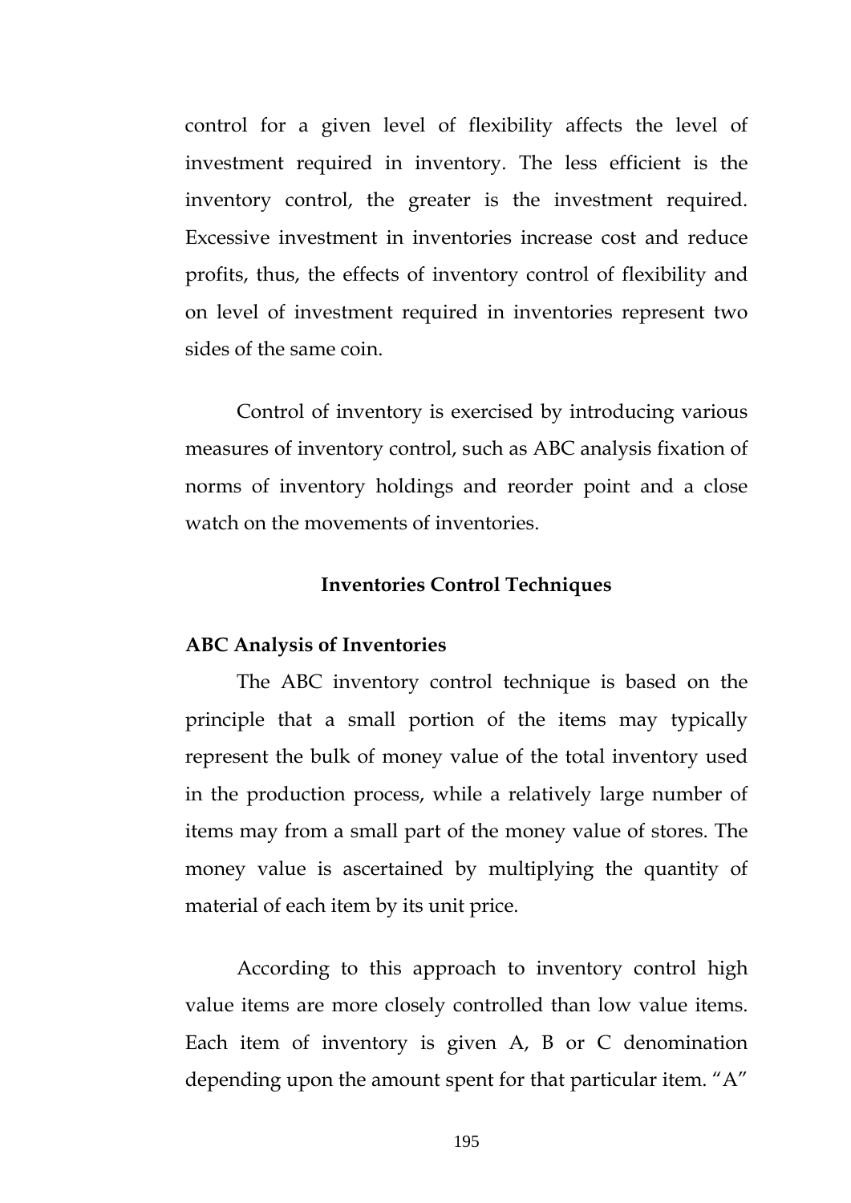control for a given level of flexibility affects the level of investment required in inventory. The less efficient is the inventory control, the greater is the investment required. Excessive investment in inventories increase cost and reduce profits, thus, the effects of inventory control of flexibility and on level of investment required in inventories represent two sides of the same coin.

Control of inventory is exercised by introducing various measures of inventory control, such as ABC analysis fixation of norms of inventory holdings and reorder point and a close watch on the movements of inventories.

## Inventories Control Techniques

### ABC Analysis of Inventories

The ABC inventory control technique is based on the principle that a small portion of the items may typically represent the bulk of money value of the total inventory used in the production process, while a relatively large number of items may from a small part of the money value of stores. The money value is ascertained by multiplying the quantity of material of each item by its unit price.

According to this approach to inventory control high value items are more closely controlled than low value items. Each item of inventory is given A, B or C denomination depending upon the amount spent for that particular item. "A"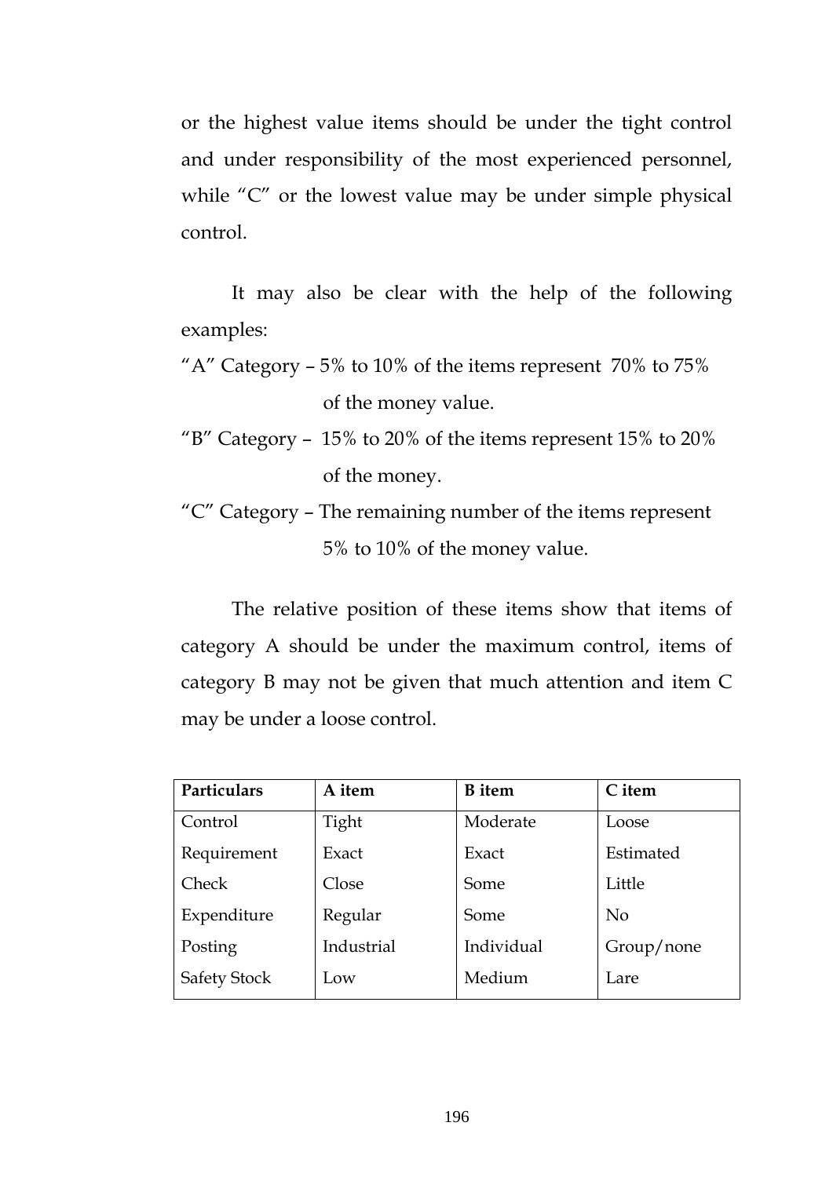or the highest value items should be under the tight control and under responsibility of the most experienced personnel, while "C" or the lowest value may be under simple physical control.

It may also be clear with the help of the following examples:

"A" Category – 5% to 10% of the items represent 70% to 75% of the money value.

"B" Category – 15% to 20% of the items represent 15% to 20% of the money.

"C" Category – The remaining number of the items represent 5% to 10% of the money value.

The relative position of these items show that items of category A should be under the maximum control, items of category B may not be given that much attention and item C may be under a loose control.

| **Particulars** | **A item** | **B item** | **C item** |
|---|---|---|---|
| Control | Tight | Moderate | Loose |
| Requirement | Exact | Exact | Estimated |
| Check | Close | Some | Little |
| Expenditure | Regular | Some | No |
| Posting | Industrial | Individual | Group/none |
| Safety Stock | Low | Medium | Lare |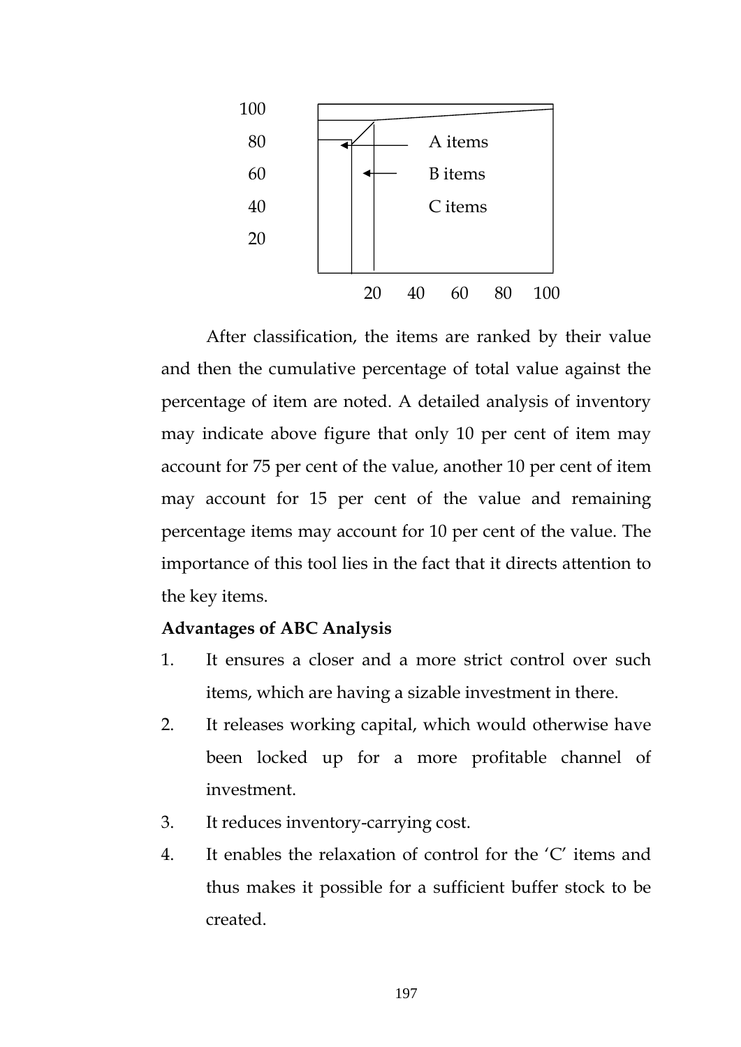100

80 A items

60 B items

40 C items

20

20 40 60 80 100

After classification, the items are ranked by their value and then the cumulative percentage of total value against the percentage of item are noted. A detailed analysis of inventory may indicate above figure that only 10 per cent of item may account for 75 per cent of the value, another 10 per cent of item may account for 15 per cent of the value and remaining percentage items may account for 10 per cent of the value. The importance of this tool lies in the fact that it directs attention to the key items.

**Advantages of ABC Analysis**

1. It ensures a closer and a more strict control over such items, which are having a sizable investment in there.
2. It releases working capital, which would otherwise have been locked up for a more profitable channel of investment.
3. It reduces inventory-carrying cost.
4. It enables the relaxation of control for the 'C' items and thus makes it possible for a sufficient buffer stock to be created.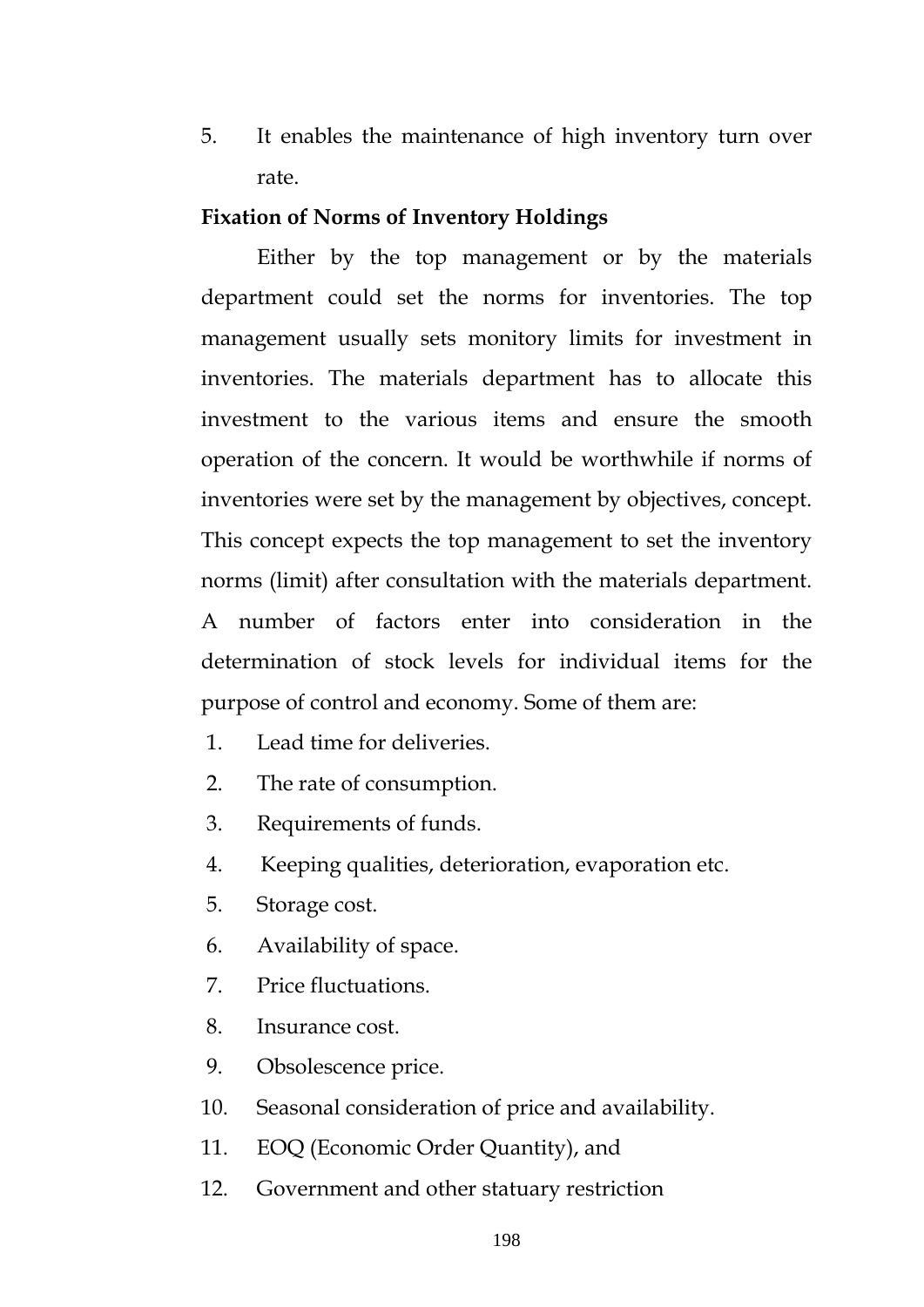5. It enables the maintenance of high inventory turn over rate.

**Fixation of Norms of Inventory Holdings**

Either by the top management or by the materials department could set the norms for inventories. The top management usually sets monitory limits for investment in inventories. The materials department has to allocate this investment to the various items and ensure the smooth operation of the concern. It would be worthwhile if norms of inventories were set by the management by objectives, concept. This concept expects the top management to set the inventory norms (limit) after consultation with the materials department. A number of factors enter into consideration in the determination of stock levels for individual items for the purpose of control and economy. Some of them are:

1. Lead time for deliveries.
2. The rate of consumption.
3. Requirements of funds.
4. Keeping qualities, deterioration, evaporation etc.
5. Storage cost.
6. Availability of space.
7. Price fluctuations.
8. Insurance cost.
9. Obsolescence price.
10. Seasonal consideration of price and availability.
11. EOQ (Economic Order Quantity), and
12. Government and other statuary restriction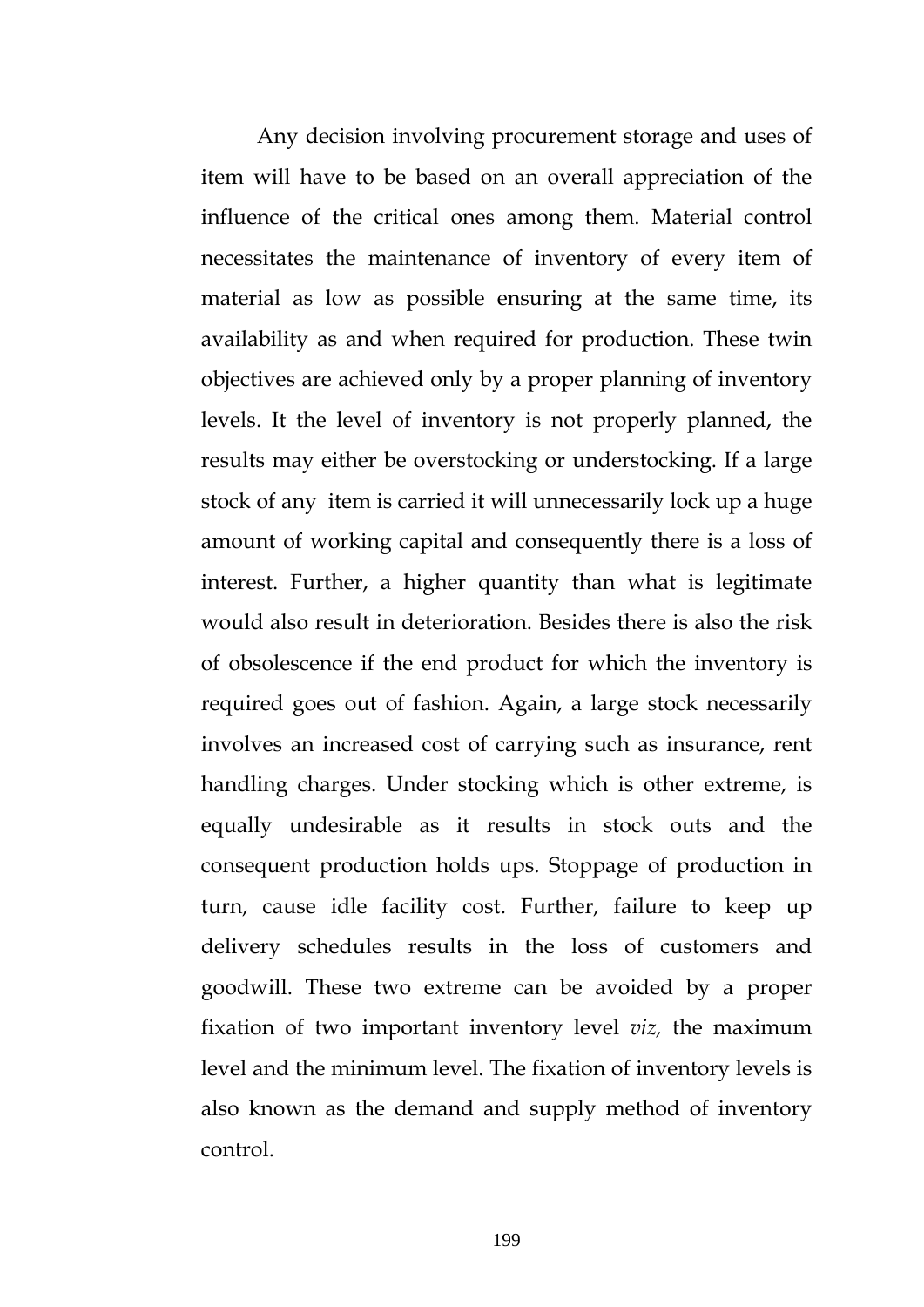Any decision involving procurement storage and uses of item will have to be based on an overall appreciation of the influence of the critical ones among them. Material control necessitates the maintenance of inventory of every item of material as low as possible ensuring at the same time, its availability as and when required for production. These twin objectives are achieved only by a proper planning of inventory levels. It the level of inventory is not properly planned, the results may either be overstocking or understocking. If a large stock of any item is carried it will unnecessarily lock up a huge amount of working capital and consequently there is a loss of interest. Further, a higher quantity than what is legitimate would also result in deterioration. Besides there is also the risk of obsolescence if the end product for which the inventory is required goes out of fashion. Again, a large stock necessarily involves an increased cost of carrying such as insurance, rent handling charges. Under stocking which is other extreme, is equally undesirable as it results in stock outs and the consequent production holds ups. Stoppage of production in turn, cause idle facility cost. Further, failure to keep up delivery schedules results in the loss of customers and goodwill. These two extreme can be avoided by a proper fixation of two important inventory level *viz,* the maximum level and the minimum level. The fixation of inventory levels is also known as the demand and supply method of inventory control.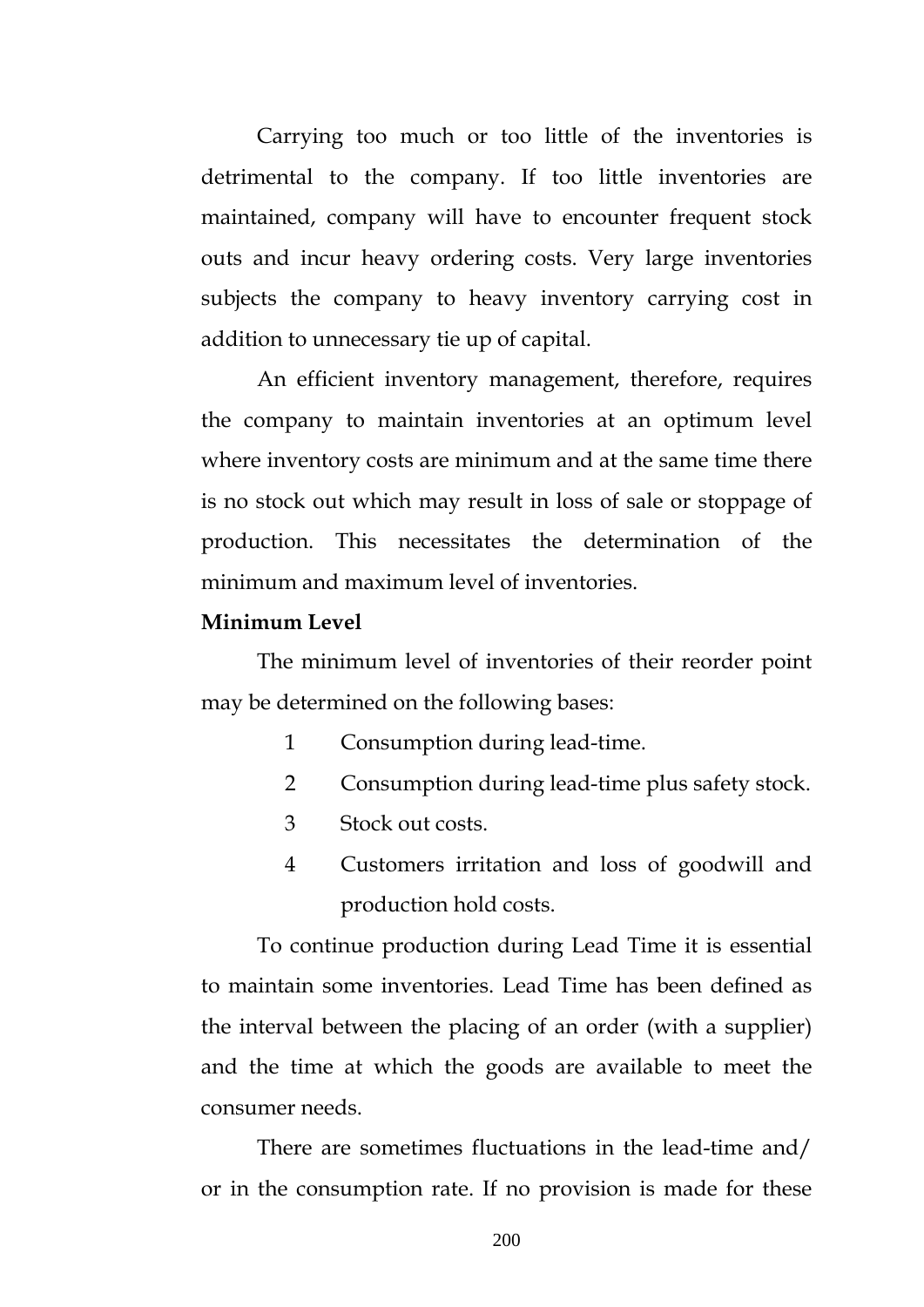Carrying too much or too little of the inventories is detrimental to the company. If too little inventories are maintained, company will have to encounter frequent stock outs and incur heavy ordering costs. Very large inventories subjects the company to heavy inventory carrying cost in addition to unnecessary tie up of capital.

An efficient inventory management, therefore, requires the company to maintain inventories at an optimum level where inventory costs are minimum and at the same time there is no stock out which may result in loss of sale or stoppage of production. This necessitates the determination of the minimum and maximum level of inventories.

**Minimum Level**

The minimum level of inventories of their reorder point may be determined on the following bases:

1. Consumption during lead-time.
2. Consumption during lead-time plus safety stock.
3. Stock out costs.
4. Customers irritation and loss of goodwill and production hold costs.

To continue production during Lead Time it is essential to maintain some inventories. Lead Time has been defined as the interval between the placing of an order (with a supplier) and the time at which the goods are available to meet the consumer needs.

There are sometimes fluctuations in the lead-time and/ or in the consumption rate. If no provision is made for these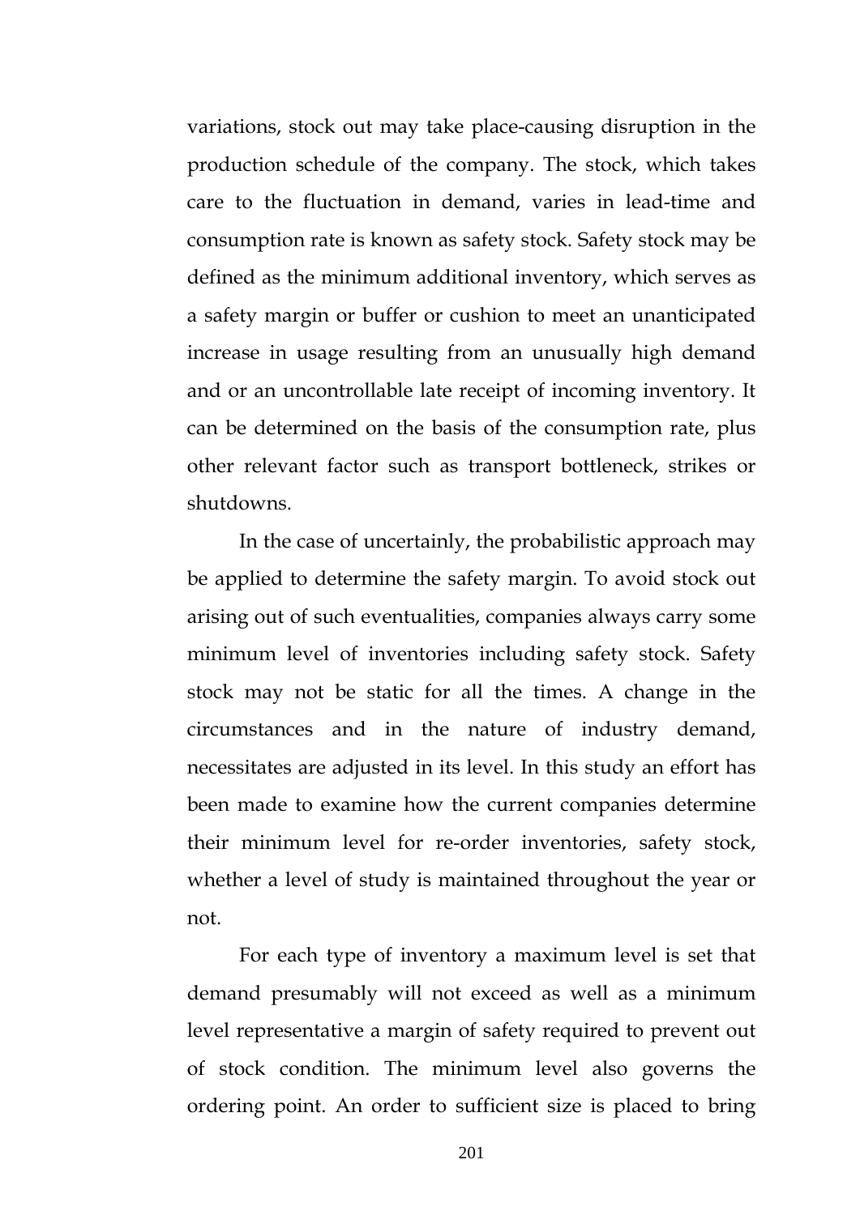variations, stock out may take place-causing disruption in the production schedule of the company. The stock, which takes care to the fluctuation in demand, varies in lead-time and consumption rate is known as safety stock. Safety stock may be defined as the minimum additional inventory, which serves as a safety margin or buffer or cushion to meet an unanticipated increase in usage resulting from an unusually high demand and or an uncontrollable late receipt of incoming inventory. It can be determined on the basis of the consumption rate, plus other relevant factor such as transport bottleneck, strikes or shutdowns.

In the case of uncertainly, the probabilistic approach may be applied to determine the safety margin. To avoid stock out arising out of such eventualities, companies always carry some minimum level of inventories including safety stock. Safety stock may not be static for all the times. A change in the circumstances and in the nature of industry demand, necessitates are adjusted in its level. In this study an effort has been made to examine how the current companies determine their minimum level for re-order inventories, safety stock, whether a level of study is maintained throughout the year or not.

For each type of inventory a maximum level is set that demand presumably will not exceed as well as a minimum level representative a margin of safety required to prevent out of stock condition. The minimum level also governs the ordering point. An order to sufficient size is placed to bring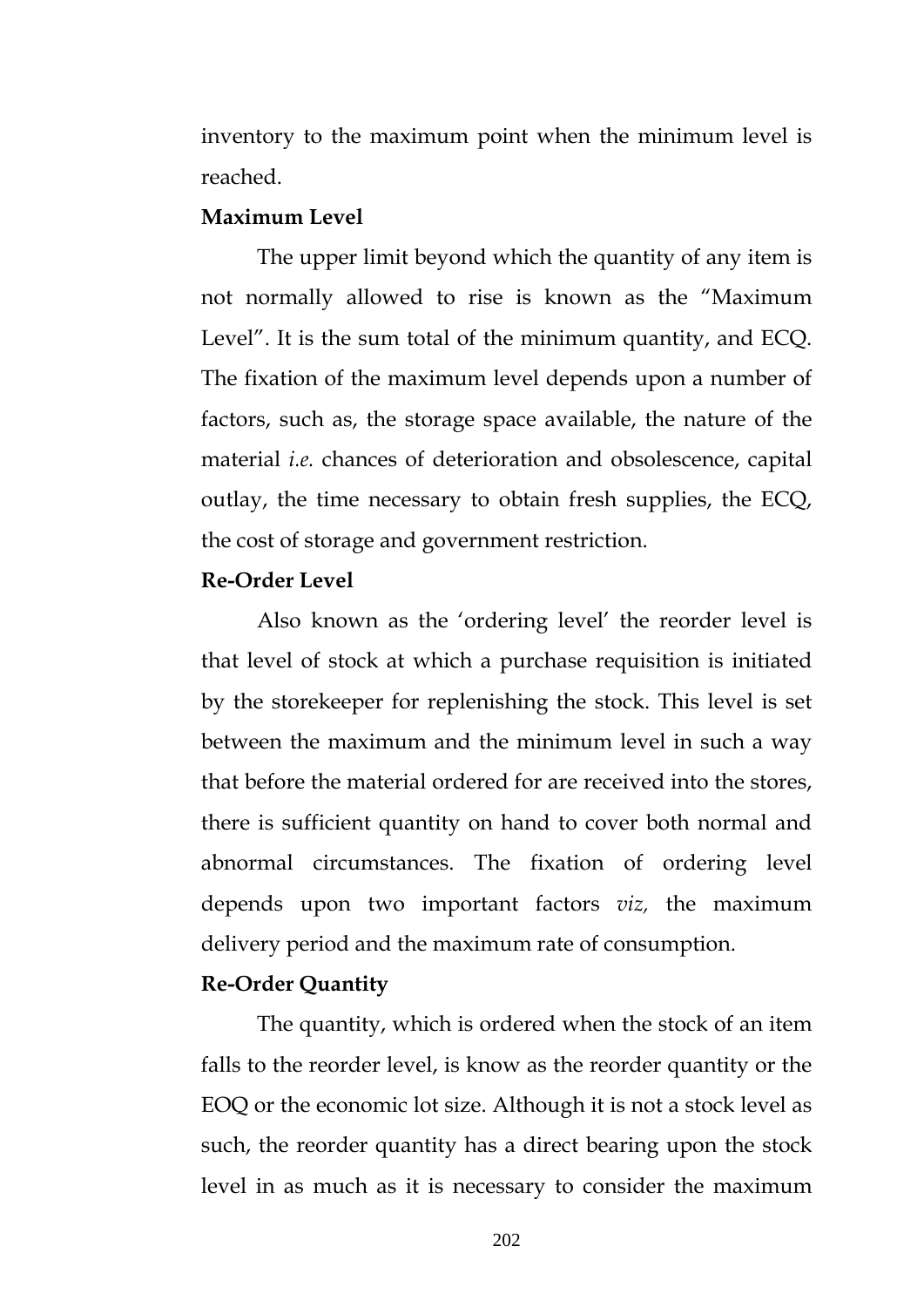inventory to the maximum point when the minimum level is reached.

**Maximum Level**

The upper limit beyond which the quantity of any item is not normally allowed to rise is known as the "Maximum Level". It is the sum total of the minimum quantity, and ECQ. The fixation of the maximum level depends upon a number of factors, such as, the storage space available, the nature of the material *i.e.* chances of deterioration and obsolescence, capital outlay, the time necessary to obtain fresh supplies, the ECQ, the cost of storage and government restriction.

**Re-Order Level**

Also known as the 'ordering level' the reorder level is that level of stock at which a purchase requisition is initiated by the storekeeper for replenishing the stock. This level is set between the maximum and the minimum level in such a way that before the material ordered for are received into the stores, there is sufficient quantity on hand to cover both normal and abnormal circumstances. The fixation of ordering level depends upon two important factors *viz,* the maximum delivery period and the maximum rate of consumption.

**Re-Order Quantity**

The quantity, which is ordered when the stock of an item falls to the reorder level, is know as the reorder quantity or the EOQ or the economic lot size. Although it is not a stock level as such, the reorder quantity has a direct bearing upon the stock level in as much as it is necessary to consider the maximum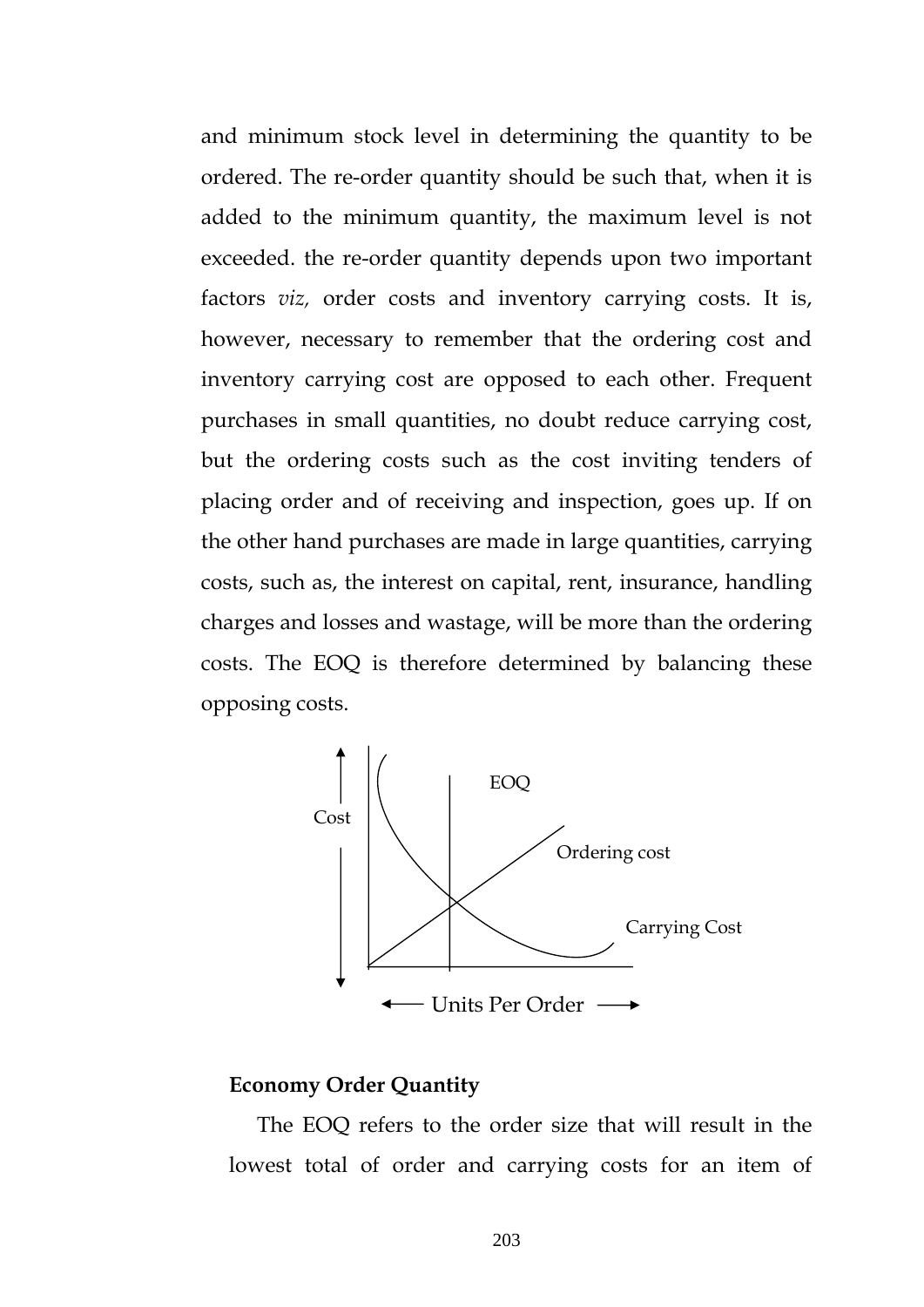and minimum stock level in determining the quantity to be ordered. The re-order quantity should be such that, when it is added to the minimum quantity, the maximum level is not exceeded. the re-order quantity depends upon two important factors *viz,* order costs and inventory carrying costs. It is, however, necessary to remember that the ordering cost and inventory carrying cost are opposed to each other. Frequent purchases in small quantities, no doubt reduce carrying cost, but the ordering costs such as the cost inviting tenders of placing order and of receiving and inspection, goes up. If on the other hand purchases are made in large quantities, carrying costs, such as, the interest on capital, rent, insurance, handling charges and losses and wastage, will be more than the ordering costs. The EOQ is therefore determined by balancing these opposing costs.

**Economy Order Quantity**

The EOQ refers to the order size that will result in the lowest total of order and carrying costs for an item of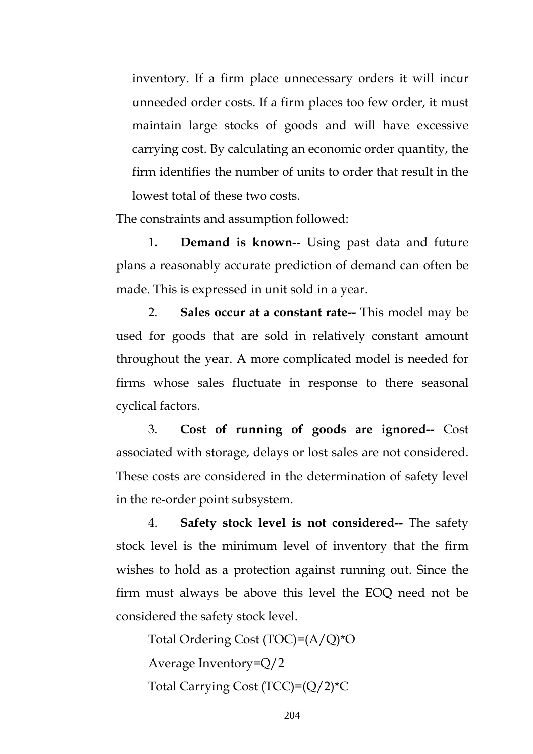inventory. If a firm place unnecessary orders it will incur unneeded order costs. If a firm places too few order, it must maintain large stocks of goods and will have excessive carrying cost. By calculating an economic order quantity, the firm identifies the number of units to order that result in the lowest total of these two costs.

The constraints and assumption followed:

1. **Demand is known**-- Using past data and future plans a reasonably accurate prediction of demand can often be made. This is expressed in unit sold in a year.

2. **Sales occur at a constant rate--** This model may be used for goods that are sold in relatively constant amount throughout the year. A more complicated model is needed for firms whose sales fluctuate in response to there seasonal cyclical factors.

3. **Cost of running of goods are ignored--** Cost associated with storage, delays or lost sales are not considered. These costs are considered in the determination of safety level in the re-order point subsystem.

4. **Safety stock level is not considered--** The safety stock level is the minimum level of inventory that the firm wishes to hold as a protection against running out. Since the firm must always be above this level the EOQ need not be considered the safety stock level.

Total Ordering Cost (TOC)=$(A/Q)*O$

Average Inventory=$Q/2$

Total Carrying Cost (TCC)=$(Q/2)*C$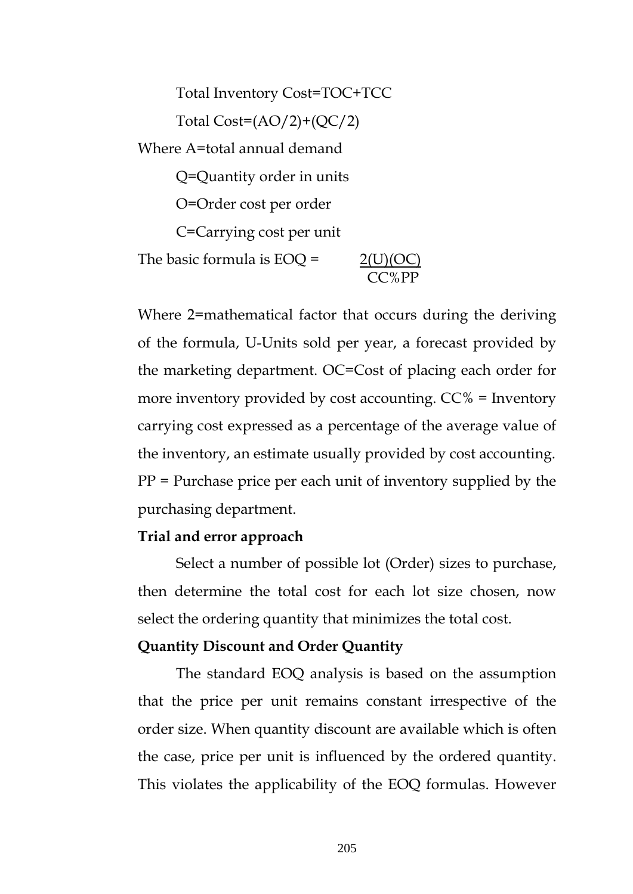Total Inventory Cost=TOC+TCC

Total Cost=(AO/2)+(QC/2)

Where A=total annual demand

Q=Quantity order in units

O=Order cost per order

C=Carrying cost per unit

The basic formula is $EOQ = \frac{2(U)(OC)}{CC\%PP}$

Where 2=mathematical factor that occurs during the deriving of the formula, U-Units sold per year, a forecast provided by the marketing department. OC=Cost of placing each order for more inventory provided by cost accounting. CC% = Inventory carrying cost expressed as a percentage of the average value of the inventory, an estimate usually provided by cost accounting. PP = Purchase price per each unit of inventory supplied by the purchasing department.

**Trial and error approach**

Select a number of possible lot (Order) sizes to purchase, then determine the total cost for each lot size chosen, now select the ordering quantity that minimizes the total cost.

**Quantity Discount and Order Quantity**

The standard EOQ analysis is based on the assumption that the price per unit remains constant irrespective of the order size. When quantity discount are available which is often the case, price per unit is influenced by the ordered quantity. This violates the applicability of the EOQ formulas. However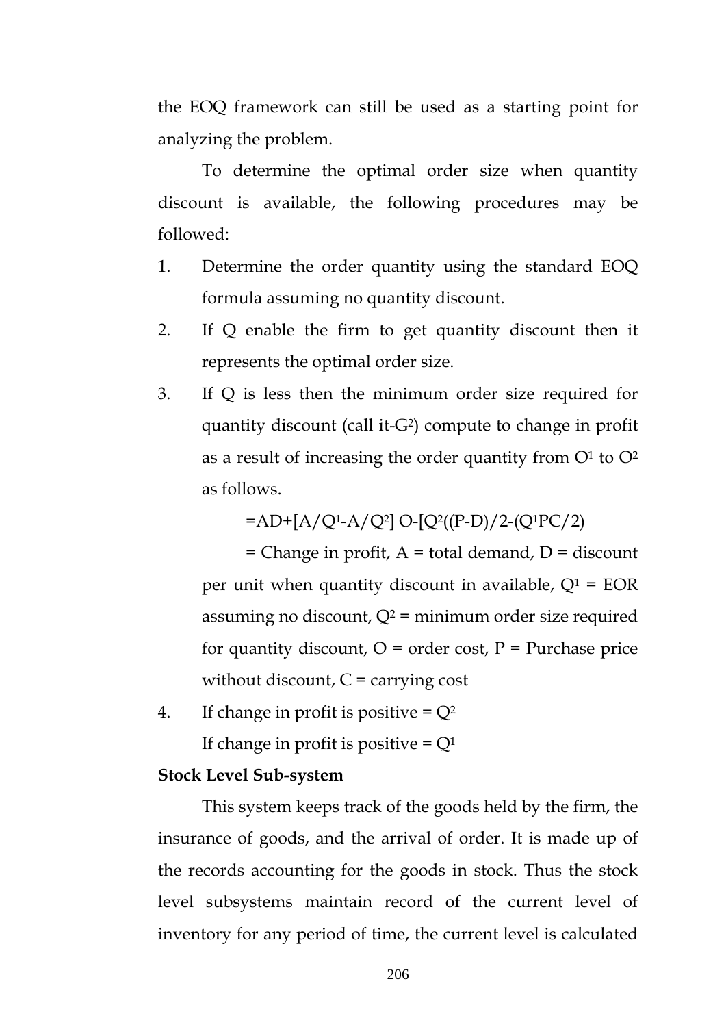the EOQ framework can still be used as a starting point for analyzing the problem.

To determine the optimal order size when quantity discount is available, the following procedures may be followed:

1. Determine the order quantity using the standard EOQ formula assuming no quantity discount.
2. If Q enable the firm to get quantity discount then it represents the optimal order size.
3. If Q is less then the minimum order size required for quantity discount (call it-$G^2$) compute to change in profit as a result of increasing the order quantity from $O^1$ to $O^2$ as follows.

   $=AD+[A/Q^1-A/Q^2]\ O-[Q^2((P-D)/2-(Q^1PC/2)$

   = Change in profit, A = total demand, D = discount per unit when quantity discount in available, $Q^1$ = EOR assuming no discount, $Q^2$ = minimum order size required for quantity discount, O = order cost, P = Purchase price without discount, C = carrying cost

4. If change in profit is positive = $Q^2$

   If change in profit is positive = $Q^1$

**Stock Level Sub-system**

This system keeps track of the goods held by the firm, the insurance of goods, and the arrival of order. It is made up of the records accounting for the goods in stock. Thus the stock level subsystems maintain record of the current level of inventory for any period of time, the current level is calculated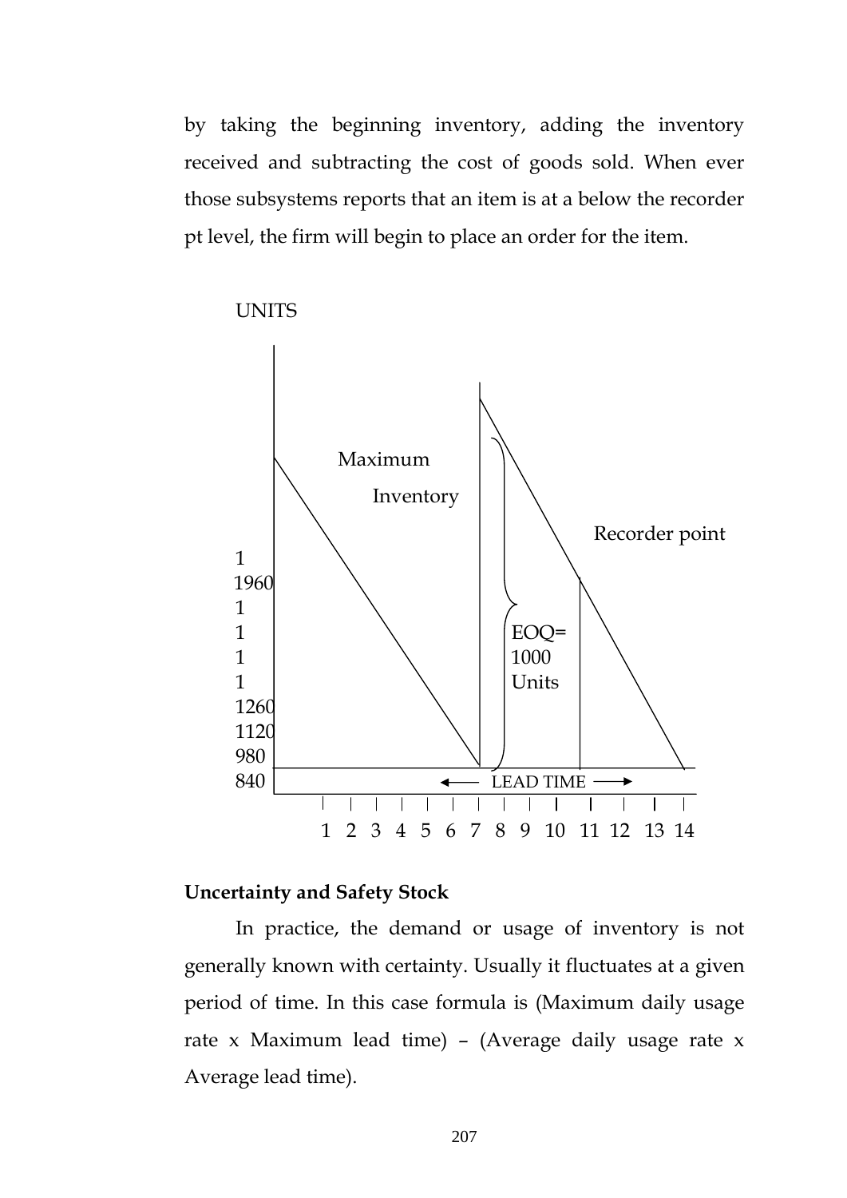by taking the beginning inventory, adding the inventory received and subtracting the cost of goods sold. When ever those subsystems reports that an item is at a below the recorder pt level, the firm will begin to place an order for the item.

UNITS

Maximum Inventory

Recorder point

1
1960
1
1
1
1
1260
1120
980
840

EOQ= 1000 Units

LEAD TIME

1 2 3 4 5 6 7 8 9 10 11 12 13 14

**Uncertainty and Safety Stock**

In practice, the demand or usage of inventory is not generally known with certainty. Usually it fluctuates at a given period of time. In this case formula is (Maximum daily usage rate x Maximum lead time) – (Average daily usage rate x Average lead time).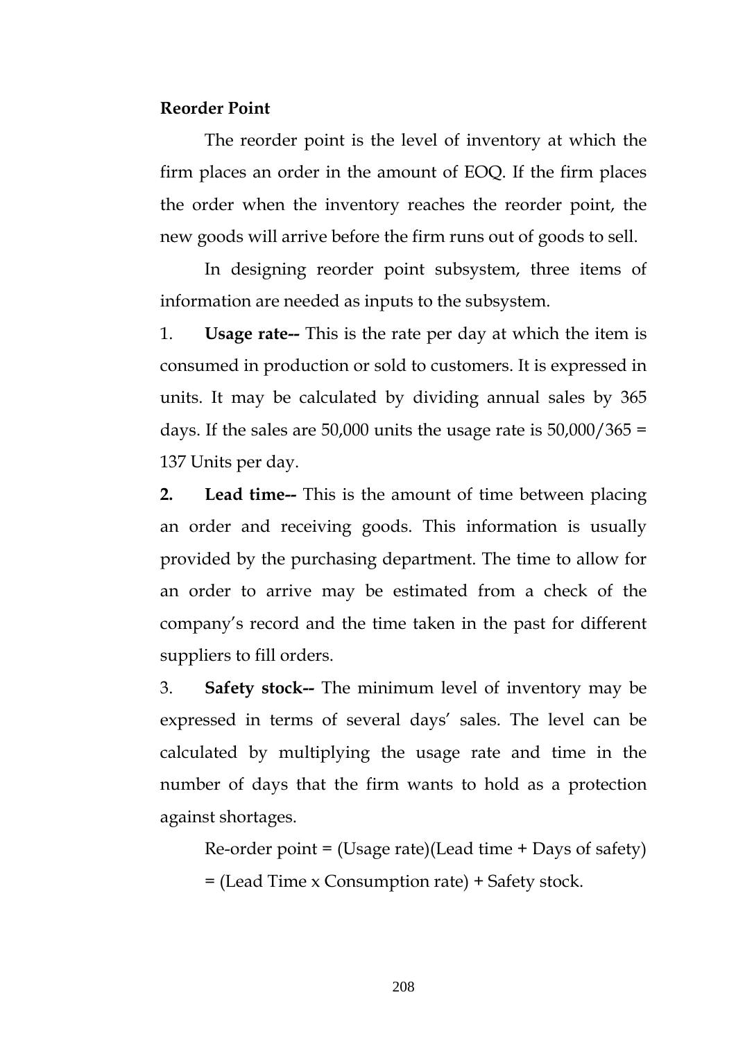**Reorder Point**

The reorder point is the level of inventory at which the firm places an order in the amount of EOQ. If the firm places the order when the inventory reaches the reorder point, the new goods will arrive before the firm runs out of goods to sell.

In designing reorder point subsystem, three items of information are needed as inputs to the subsystem.

1. **Usage rate--** This is the rate per day at which the item is consumed in production or sold to customers. It is expressed in units. It may be calculated by dividing annual sales by 365 days. If the sales are 50,000 units the usage rate is 50,000/365 = 137 Units per day.

2. **Lead time--** This is the amount of time between placing an order and receiving goods. This information is usually provided by the purchasing department. The time to allow for an order to arrive may be estimated from a check of the company's record and the time taken in the past for different suppliers to fill orders.

3. **Safety stock--** The minimum level of inventory may be expressed in terms of several days' sales. The level can be calculated by multiplying the usage rate and time in the number of days that the firm wants to hold as a protection against shortages.

Re-order point = (Usage rate)(Lead time + Days of safety)

= (Lead Time x Consumption rate) + Safety stock.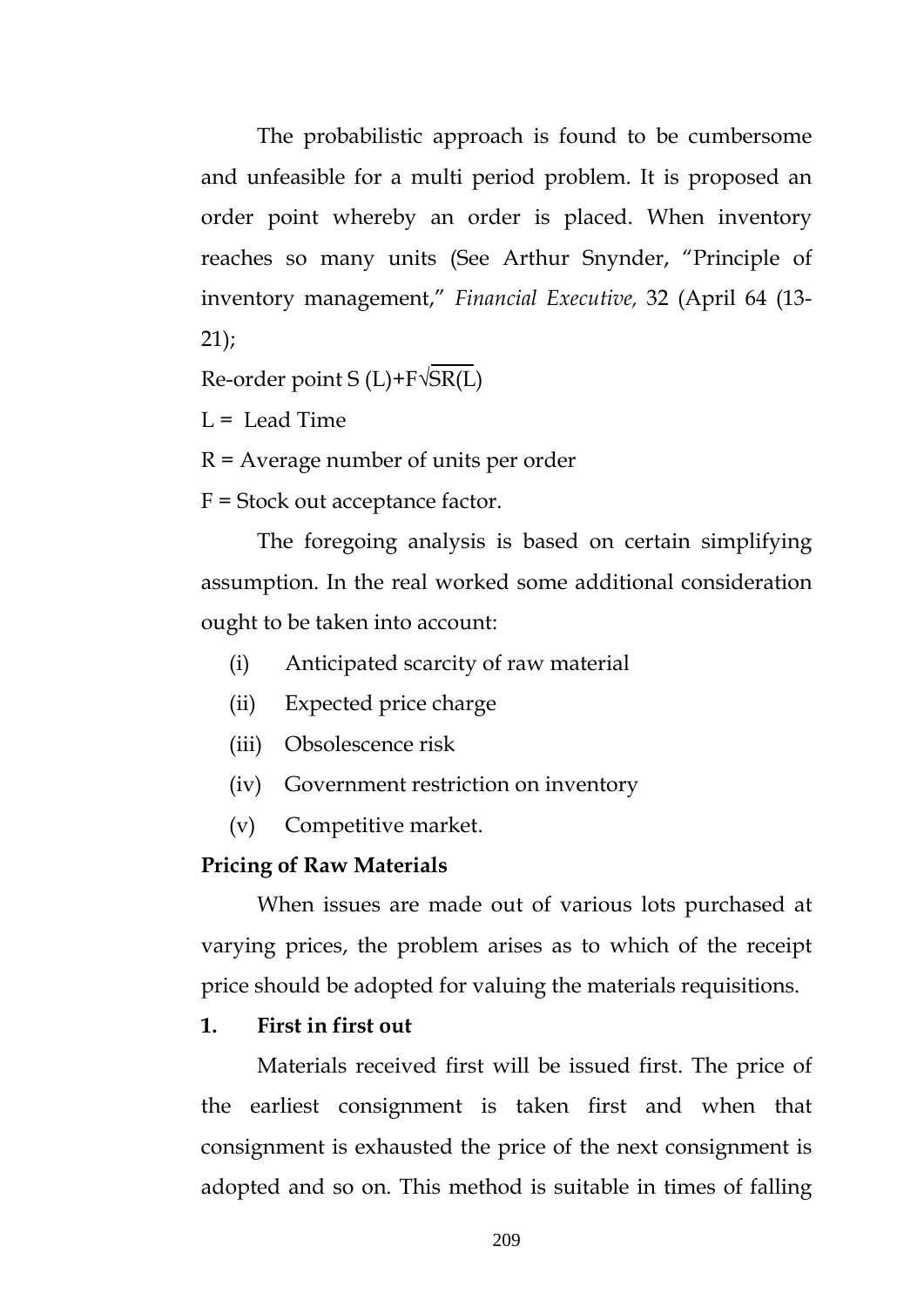The probabilistic approach is found to be cumbersome and unfeasible for a multi period problem. It is proposed an order point whereby an order is placed. When inventory reaches so many units (See Arthur Snynder, "Principle of inventory management," *Financial Executive,* 32 (April 64 (13-21);

Re-order point $S(L)+F\sqrt{SR(L)}$

L = Lead Time

R = Average number of units per order

F = Stock out acceptance factor.

The foregoing analysis is based on certain simplifying assumption. In the real worked some additional consideration ought to be taken into account:

(i) Anticipated scarcity of raw material

(ii) Expected price charge

(iii) Obsolescence risk

(iv) Government restriction on inventory

(v) Competitive market.

**Pricing of Raw Materials**

When issues are made out of various lots purchased at varying prices, the problem arises as to which of the receipt price should be adopted for valuing the materials requisitions.

**1. First in first out**

Materials received first will be issued first. The price of the earliest consignment is taken first and when that consignment is exhausted the price of the next consignment is adopted and so on. This method is suitable in times of falling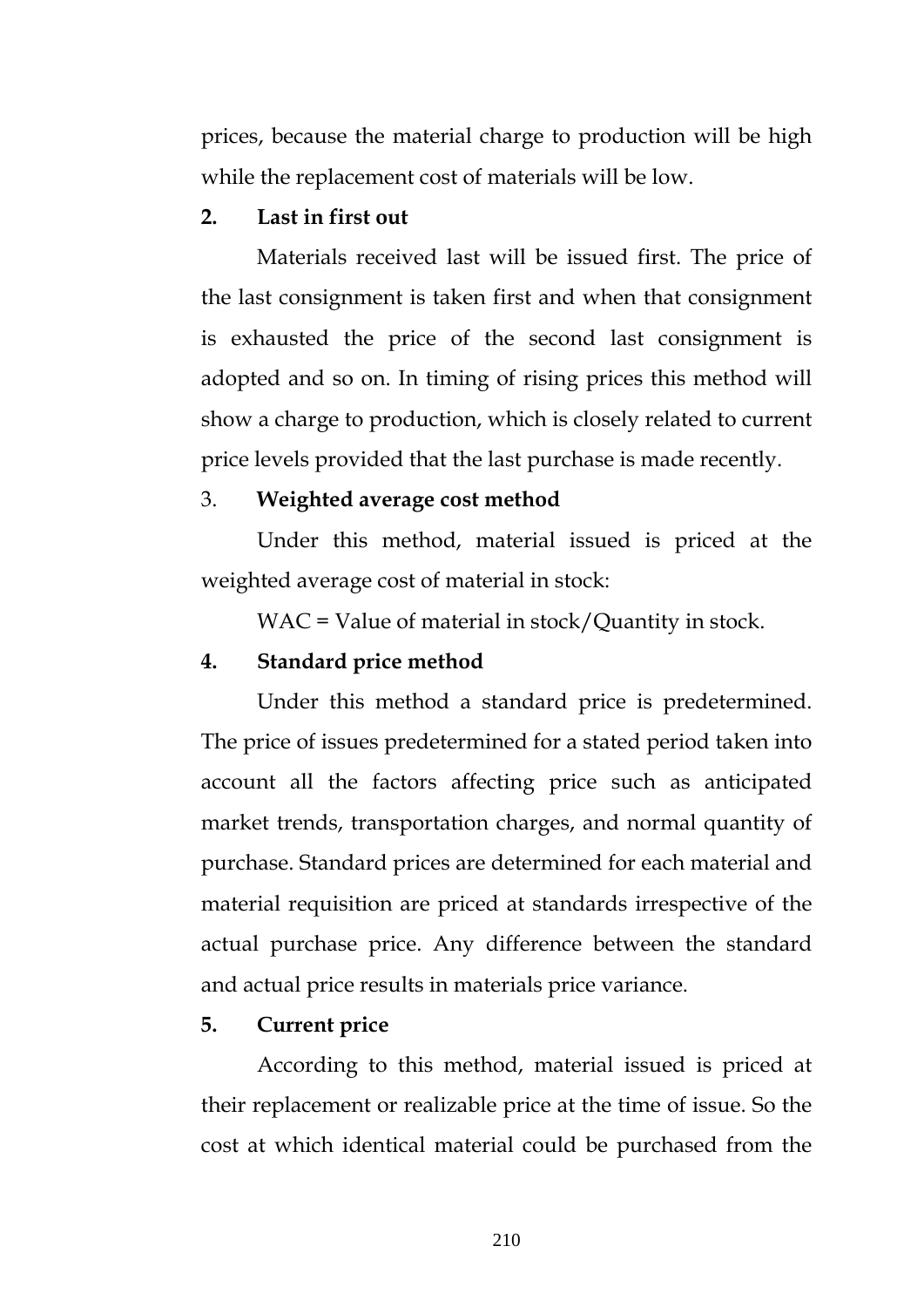prices, because the material charge to production will be high while the replacement cost of materials will be low.

**2. Last in first out**

Materials received last will be issued first. The price of the last consignment is taken first and when that consignment is exhausted the price of the second last consignment is adopted and so on. In timing of rising prices this method will show a charge to production, which is closely related to current price levels provided that the last purchase is made recently.

3. **Weighted average cost method**

Under this method, material issued is priced at the weighted average cost of material in stock:

WAC = Value of material in stock/Quantity in stock.

**4. Standard price method**

Under this method a standard price is predetermined. The price of issues predetermined for a stated period taken into account all the factors affecting price such as anticipated market trends, transportation charges, and normal quantity of purchase. Standard prices are determined for each material and material requisition are priced at standards irrespective of the actual purchase price. Any difference between the standard and actual price results in materials price variance.

**5. Current price**

According to this method, material issued is priced at their replacement or realizable price at the time of issue. So the cost at which identical material could be purchased from the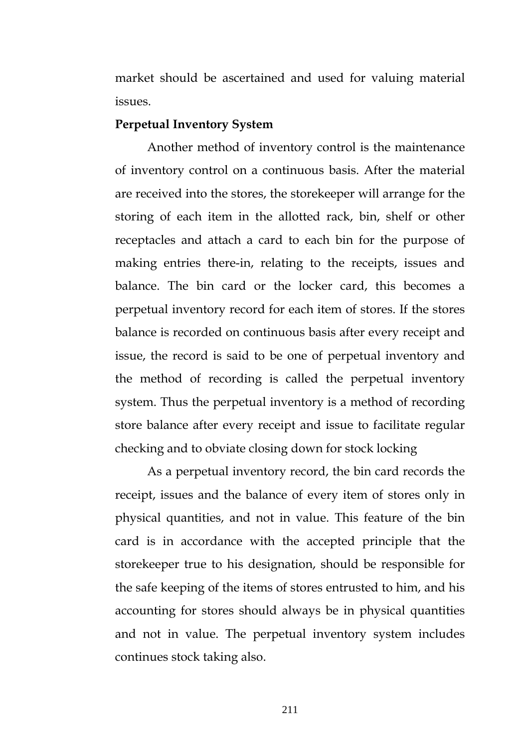market should be ascertained and used for valuing material issues.

**Perpetual Inventory System**

Another method of inventory control is the maintenance of inventory control on a continuous basis. After the material are received into the stores, the storekeeper will arrange for the storing of each item in the allotted rack, bin, shelf or other receptacles and attach a card to each bin for the purpose of making entries there-in, relating to the receipts, issues and balance. The bin card or the locker card, this becomes a perpetual inventory record for each item of stores. If the stores balance is recorded on continuous basis after every receipt and issue, the record is said to be one of perpetual inventory and the method of recording is called the perpetual inventory system. Thus the perpetual inventory is a method of recording store balance after every receipt and issue to facilitate regular checking and to obviate closing down for stock locking

As a perpetual inventory record, the bin card records the receipt, issues and the balance of every item of stores only in physical quantities, and not in value. This feature of the bin card is in accordance with the accepted principle that the storekeeper true to his designation, should be responsible for the safe keeping of the items of stores entrusted to him, and his accounting for stores should always be in physical quantities and not in value. The perpetual inventory system includes continues stock taking also.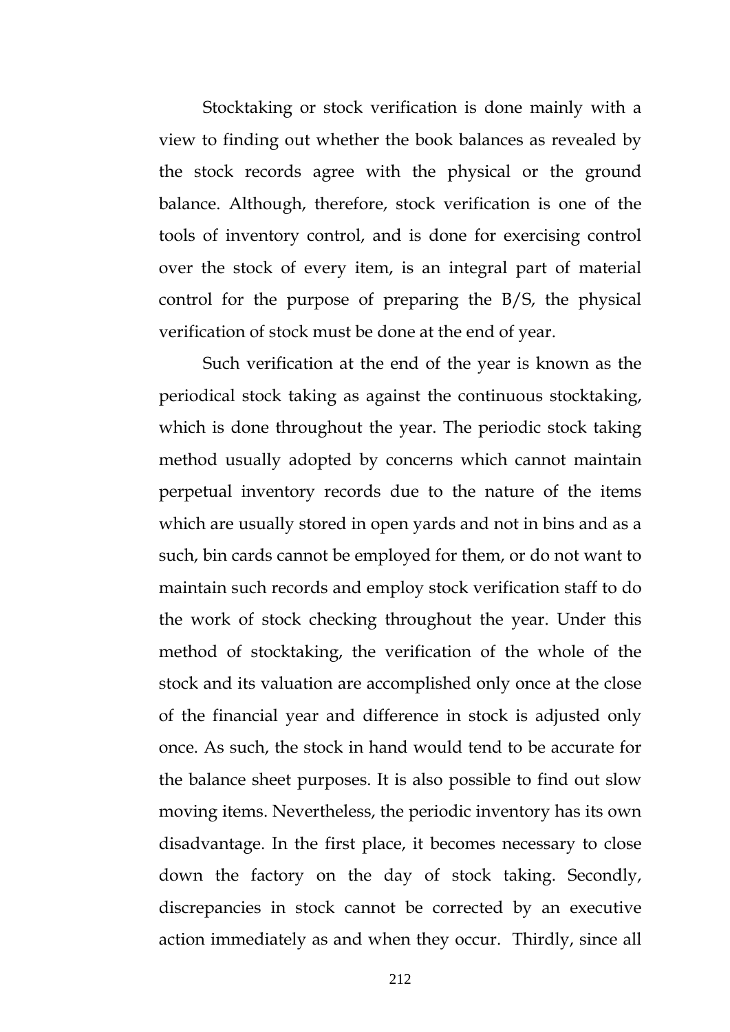Stocktaking or stock verification is done mainly with a view to finding out whether the book balances as revealed by the stock records agree with the physical or the ground balance. Although, therefore, stock verification is one of the tools of inventory control, and is done for exercising control over the stock of every item, is an integral part of material control for the purpose of preparing the B/S, the physical verification of stock must be done at the end of year.

Such verification at the end of the year is known as the periodical stock taking as against the continuous stocktaking, which is done throughout the year. The periodic stock taking method usually adopted by concerns which cannot maintain perpetual inventory records due to the nature of the items which are usually stored in open yards and not in bins and as a such, bin cards cannot be employed for them, or do not want to maintain such records and employ stock verification staff to do the work of stock checking throughout the year. Under this method of stocktaking, the verification of the whole of the stock and its valuation are accomplished only once at the close of the financial year and difference in stock is adjusted only once. As such, the stock in hand would tend to be accurate for the balance sheet purposes. It is also possible to find out slow moving items. Nevertheless, the periodic inventory has its own disadvantage. In the first place, it becomes necessary to close down the factory on the day of stock taking. Secondly, discrepancies in stock cannot be corrected by an executive action immediately as and when they occur. Thirdly, since all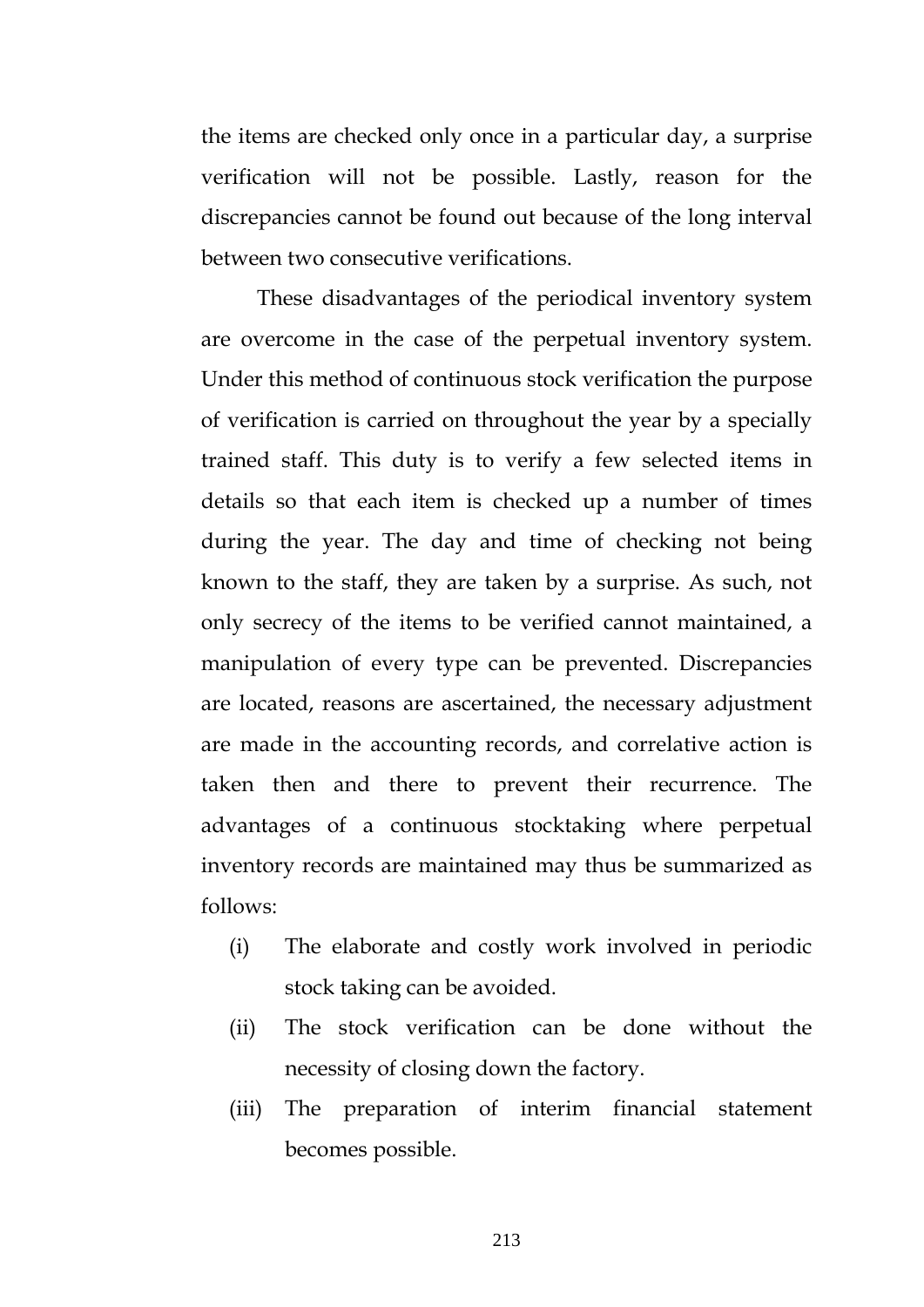the items are checked only once in a particular day, a surprise verification will not be possible. Lastly, reason for the discrepancies cannot be found out because of the long interval between two consecutive verifications.

These disadvantages of the periodical inventory system are overcome in the case of the perpetual inventory system. Under this method of continuous stock verification the purpose of verification is carried on throughout the year by a specially trained staff. This duty is to verify a few selected items in details so that each item is checked up a number of times during the year. The day and time of checking not being known to the staff, they are taken by a surprise. As such, not only secrecy of the items to be verified cannot maintained, a manipulation of every type can be prevented. Discrepancies are located, reasons are ascertained, the necessary adjustment are made in the accounting records, and correlative action is taken then and there to prevent their recurrence. The advantages of a continuous stocktaking where perpetual inventory records are maintained may thus be summarized as follows:

(i) The elaborate and costly work involved in periodic stock taking can be avoided.

(ii) The stock verification can be done without the necessity of closing down the factory.

(iii) The preparation of interim financial statement becomes possible.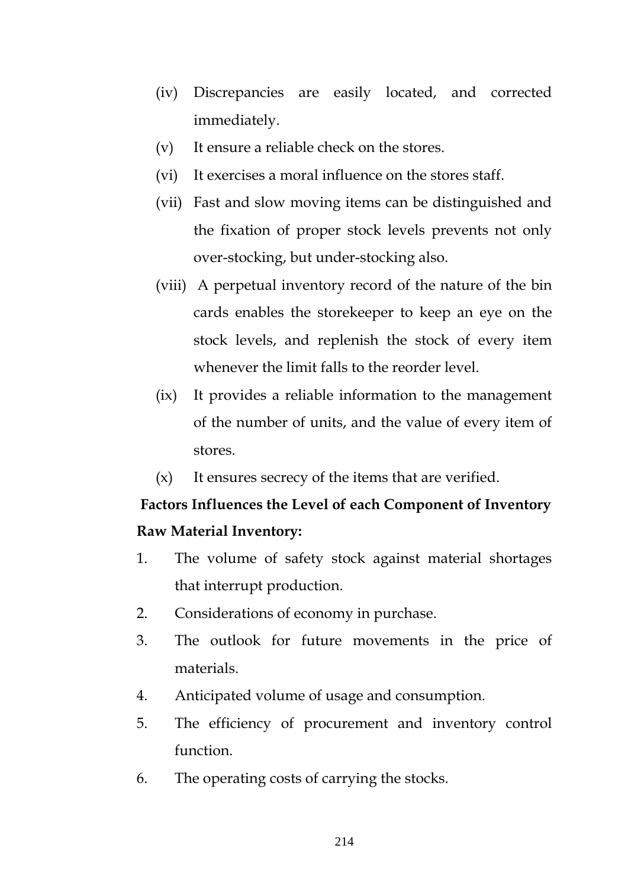(iv) Discrepancies are easily located, and corrected immediately.

(v) It ensure a reliable check on the stores.

(vi) It exercises a moral influence on the stores staff.

(vii) Fast and slow moving items can be distinguished and the fixation of proper stock levels prevents not only over-stocking, but under-stocking also.

(viii) A perpetual inventory record of the nature of the bin cards enables the storekeeper to keep an eye on the stock levels, and replenish the stock of every item whenever the limit falls to the reorder level.

(ix) It provides a reliable information to the management of the number of units, and the value of every item of stores.

(x) It ensures secrecy of the items that are verified.

**Factors Influences the Level of each Component of Inventory**

**Raw Material Inventory:**

1. The volume of safety stock against material shortages that interrupt production.
2. Considerations of economy in purchase.
3. The outlook for future movements in the price of materials.
4. Anticipated volume of usage and consumption.
5. The efficiency of procurement and inventory control function.
6. The operating costs of carrying the stocks.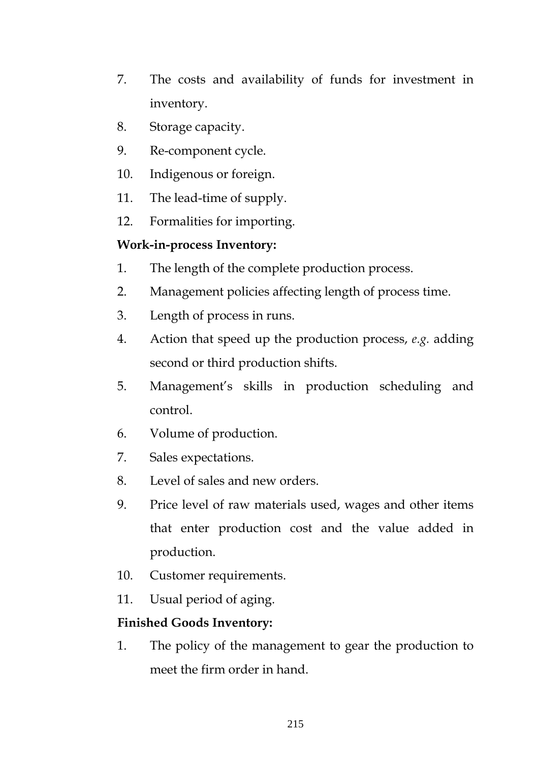7. The costs and availability of funds for investment in inventory.
8. Storage capacity.
9. Re-component cycle.
10. Indigenous or foreign.
11. The lead-time of supply.
12. Formalities for importing.

**Work-in-process Inventory:**

1. The length of the complete production process.
2. Management policies affecting length of process time.
3. Length of process in runs.
4. Action that speed up the production process, *e.g.* adding second or third production shifts.
5. Management's skills in production scheduling and control.
6. Volume of production.
7. Sales expectations.
8. Level of sales and new orders.
9. Price level of raw materials used, wages and other items that enter production cost and the value added in production.
10. Customer requirements.
11. Usual period of aging.

**Finished Goods Inventory:**

1. The policy of the management to gear the production to meet the firm order in hand.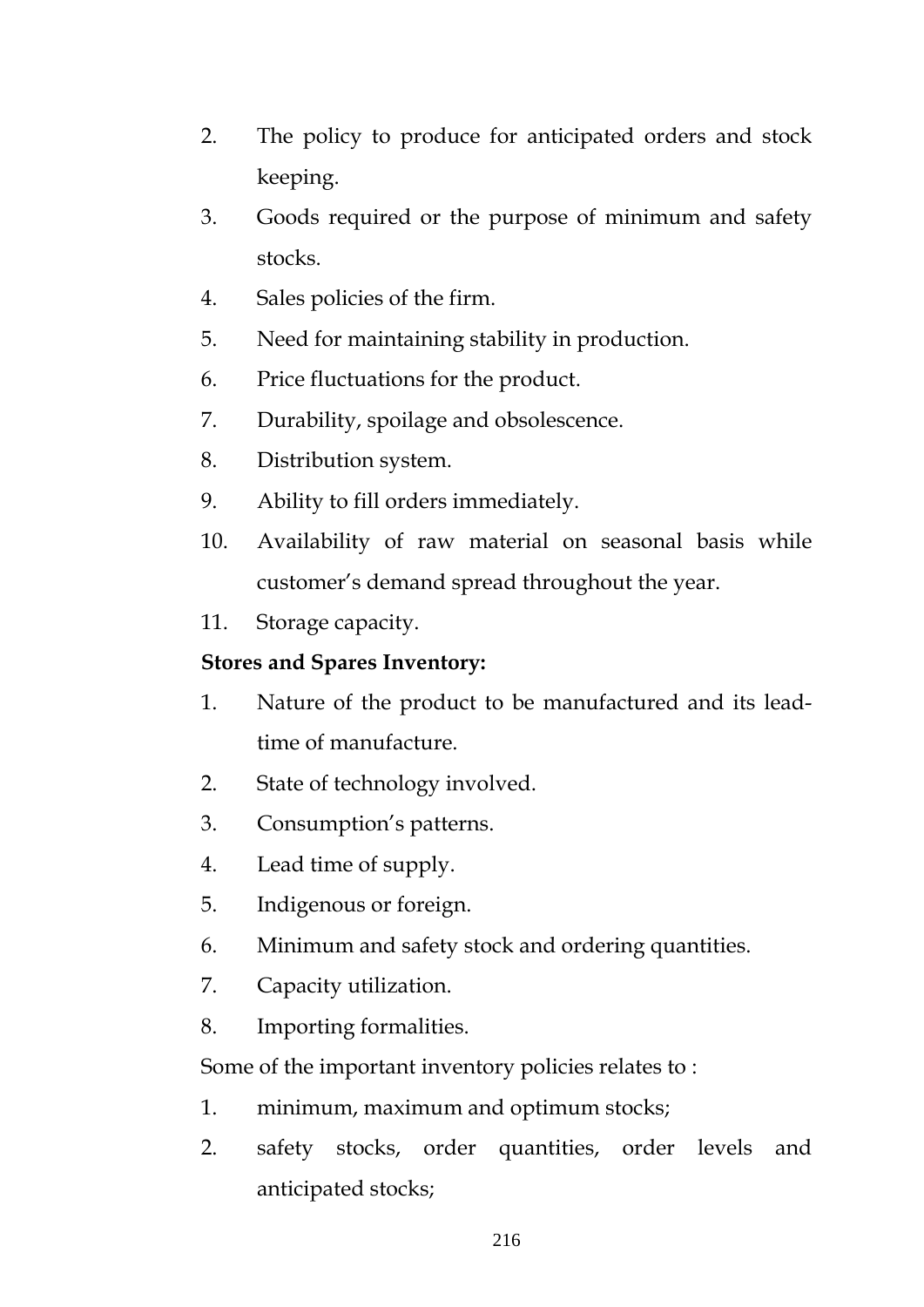2. The policy to produce for anticipated orders and stock keeping.
3. Goods required or the purpose of minimum and safety stocks.
4. Sales policies of the firm.
5. Need for maintaining stability in production.
6. Price fluctuations for the product.
7. Durability, spoilage and obsolescence.
8. Distribution system.
9. Ability to fill orders immediately.
10. Availability of raw material on seasonal basis while customer's demand spread throughout the year.
11. Storage capacity.

**Stores and Spares Inventory:**

1. Nature of the product to be manufactured and its lead-time of manufacture.
2. State of technology involved.
3. Consumption's patterns.
4. Lead time of supply.
5. Indigenous or foreign.
6. Minimum and safety stock and ordering quantities.
7. Capacity utilization.
8. Importing formalities.

Some of the important inventory policies relates to :

1. minimum, maximum and optimum stocks;
2. safety stocks, order quantities, order levels and anticipated stocks;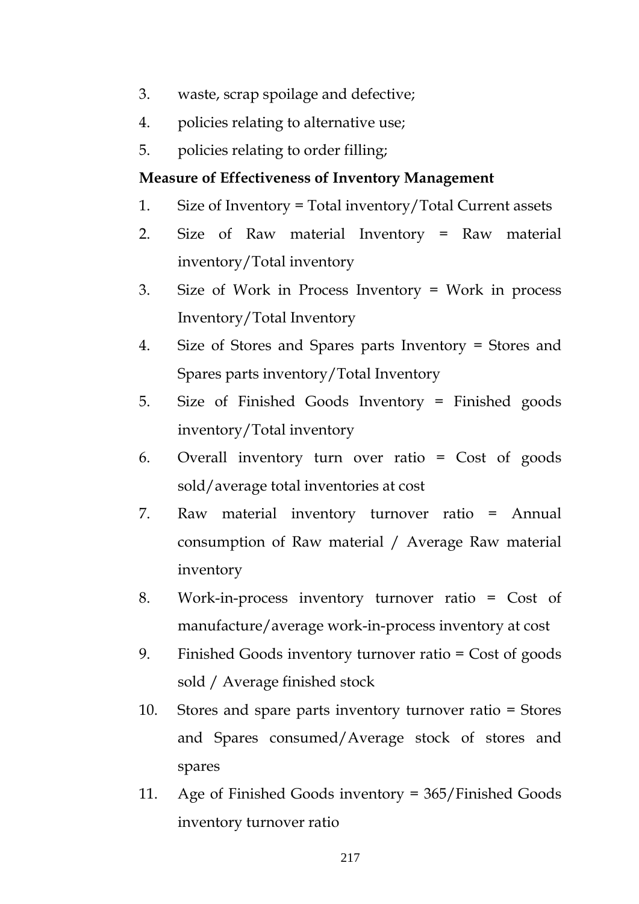3. waste, scrap spoilage and defective;
4. policies relating to alternative use;
5. policies relating to order filling;

**Measure of Effectiveness of Inventory Management**

1. Size of Inventory = Total inventory/Total Current assets
2. Size of Raw material Inventory = Raw material inventory/Total inventory
3. Size of Work in Process Inventory = Work in process Inventory/Total Inventory
4. Size of Stores and Spares parts Inventory = Stores and Spares parts inventory/Total Inventory
5. Size of Finished Goods Inventory = Finished goods inventory/Total inventory
6. Overall inventory turn over ratio = Cost of goods sold/average total inventories at cost
7. Raw material inventory turnover ratio = Annual consumption of Raw material / Average Raw material inventory
8. Work-in-process inventory turnover ratio = Cost of manufacture/average work-in-process inventory at cost
9. Finished Goods inventory turnover ratio = Cost of goods sold / Average finished stock
10. Stores and spare parts inventory turnover ratio = Stores and Spares consumed/Average stock of stores and spares
11. Age of Finished Goods inventory = 365/Finished Goods inventory turnover ratio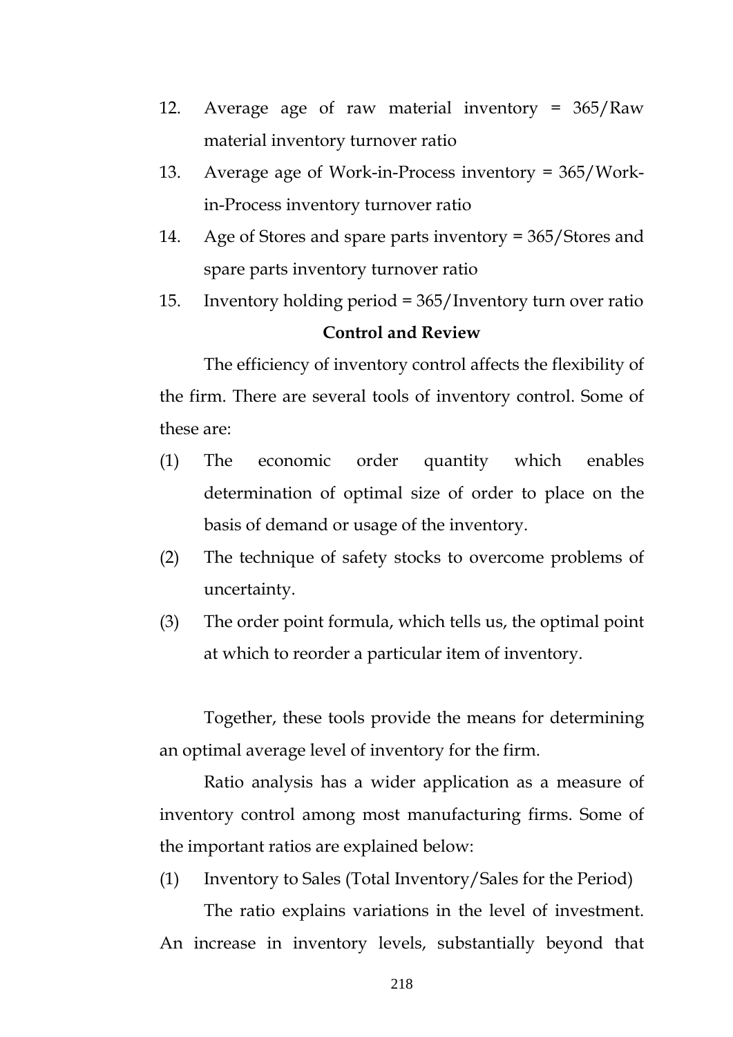12. Average age of raw material inventory = 365/Raw material inventory turnover ratio
13. Average age of Work-in-Process inventory = 365/Work-in-Process inventory turnover ratio
14. Age of Stores and spare parts inventory = 365/Stores and spare parts inventory turnover ratio
15. Inventory holding period = 365/Inventory turn over ratio

**Control and Review**

The efficiency of inventory control affects the flexibility of the firm. There are several tools of inventory control. Some of these are:

(1) The economic order quantity which enables determination of optimal size of order to place on the basis of demand or usage of the inventory.

(2) The technique of safety stocks to overcome problems of uncertainty.

(3) The order point formula, which tells us, the optimal point at which to reorder a particular item of inventory.

Together, these tools provide the means for determining an optimal average level of inventory for the firm.

Ratio analysis has a wider application as a measure of inventory control among most manufacturing firms. Some of the important ratios are explained below:

(1) Inventory to Sales (Total Inventory/Sales for the Period)

The ratio explains variations in the level of investment. An increase in inventory levels, substantially beyond that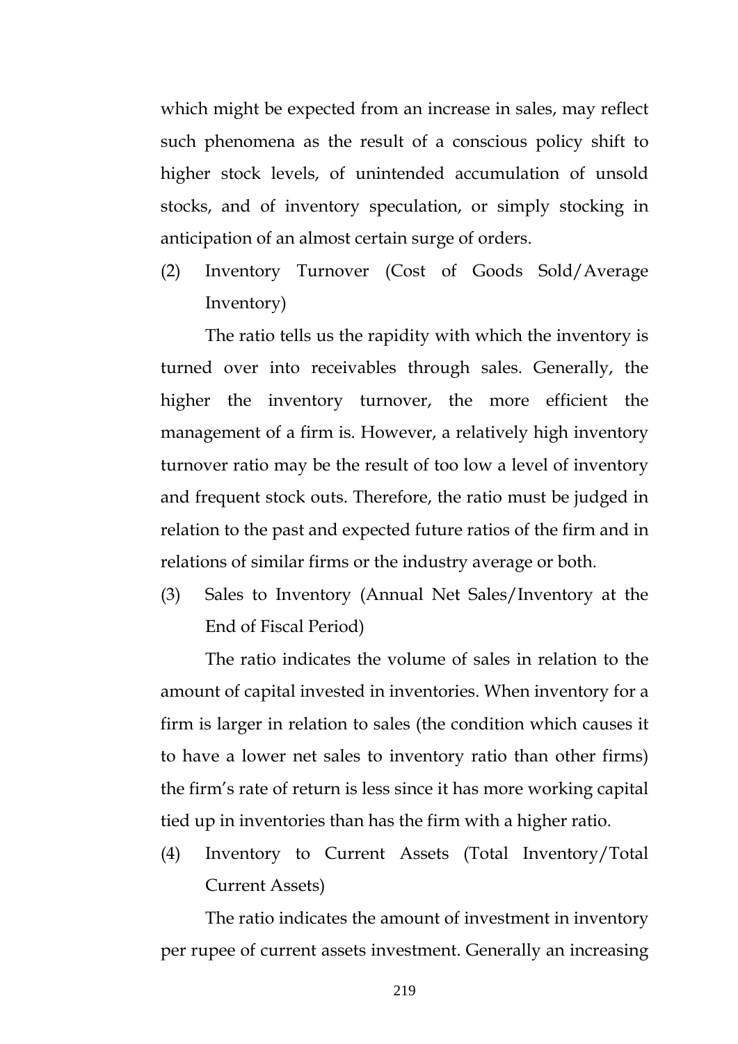which might be expected from an increase in sales, may reflect such phenomena as the result of a conscious policy shift to higher stock levels, of unintended accumulation of unsold stocks, and of inventory speculation, or simply stocking in anticipation of an almost certain surge of orders.

(2) Inventory Turnover (Cost of Goods Sold/Average Inventory)

The ratio tells us the rapidity with which the inventory is turned over into receivables through sales. Generally, the higher the inventory turnover, the more efficient the management of a firm is. However, a relatively high inventory turnover ratio may be the result of too low a level of inventory and frequent stock outs. Therefore, the ratio must be judged in relation to the past and expected future ratios of the firm and in relations of similar firms or the industry average or both.

(3) Sales to Inventory (Annual Net Sales/Inventory at the End of Fiscal Period)

The ratio indicates the volume of sales in relation to the amount of capital invested in inventories. When inventory for a firm is larger in relation to sales (the condition which causes it to have a lower net sales to inventory ratio than other firms) the firm's rate of return is less since it has more working capital tied up in inventories than has the firm with a higher ratio.

(4) Inventory to Current Assets (Total Inventory/Total Current Assets)

The ratio indicates the amount of investment in inventory per rupee of current assets investment. Generally an increasing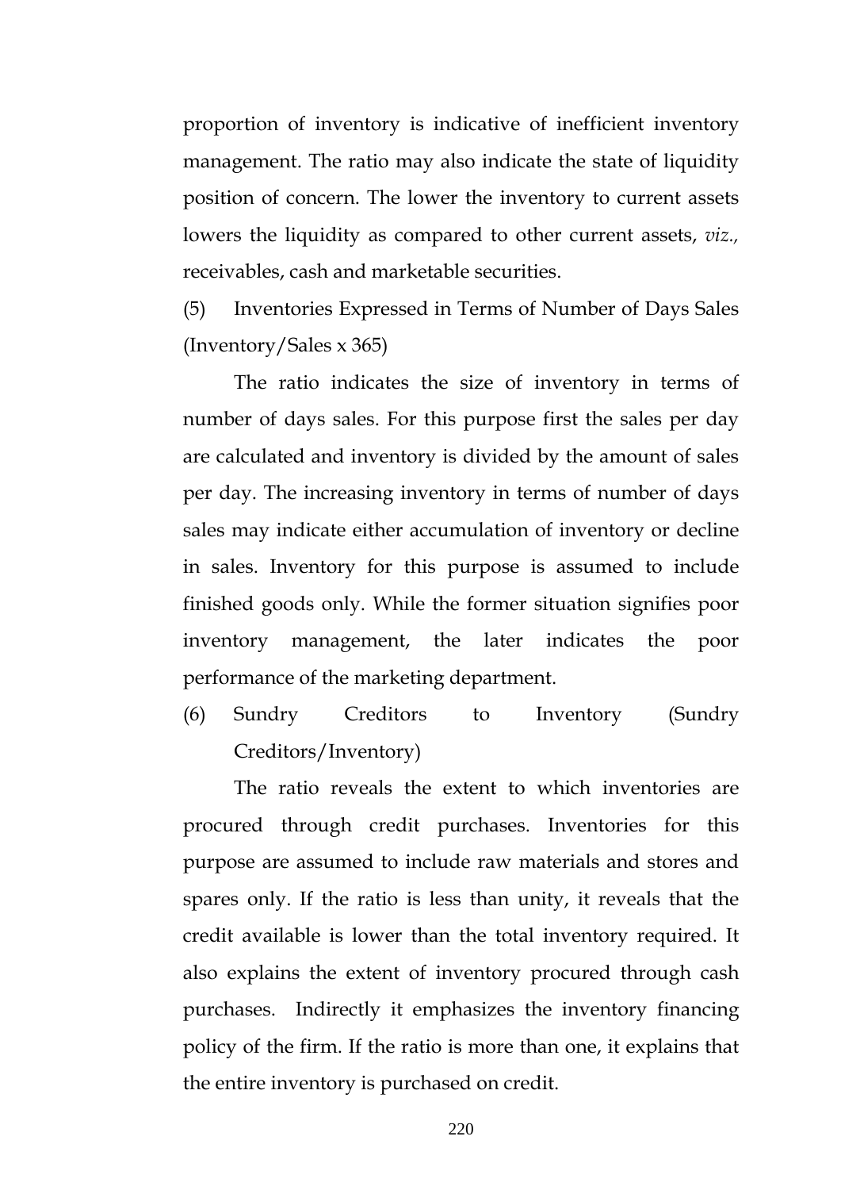proportion of inventory is indicative of inefficient inventory management. The ratio may also indicate the state of liquidity position of concern. The lower the inventory to current assets lowers the liquidity as compared to other current assets, *viz.,* receivables, cash and marketable securities.

(5) Inventories Expressed in Terms of Number of Days Sales (Inventory/Sales x 365)

The ratio indicates the size of inventory in terms of number of days sales. For this purpose first the sales per day are calculated and inventory is divided by the amount of sales per day. The increasing inventory in terms of number of days sales may indicate either accumulation of inventory or decline in sales. Inventory for this purpose is assumed to include finished goods only. While the former situation signifies poor inventory management, the later indicates the poor performance of the marketing department.

(6) Sundry Creditors to Inventory (Sundry Creditors/Inventory)

The ratio reveals the extent to which inventories are procured through credit purchases. Inventories for this purpose are assumed to include raw materials and stores and spares only. If the ratio is less than unity, it reveals that the credit available is lower than the total inventory required. It also explains the extent of inventory procured through cash purchases. Indirectly it emphasizes the inventory financing policy of the firm. If the ratio is more than one, it explains that the entire inventory is purchased on credit.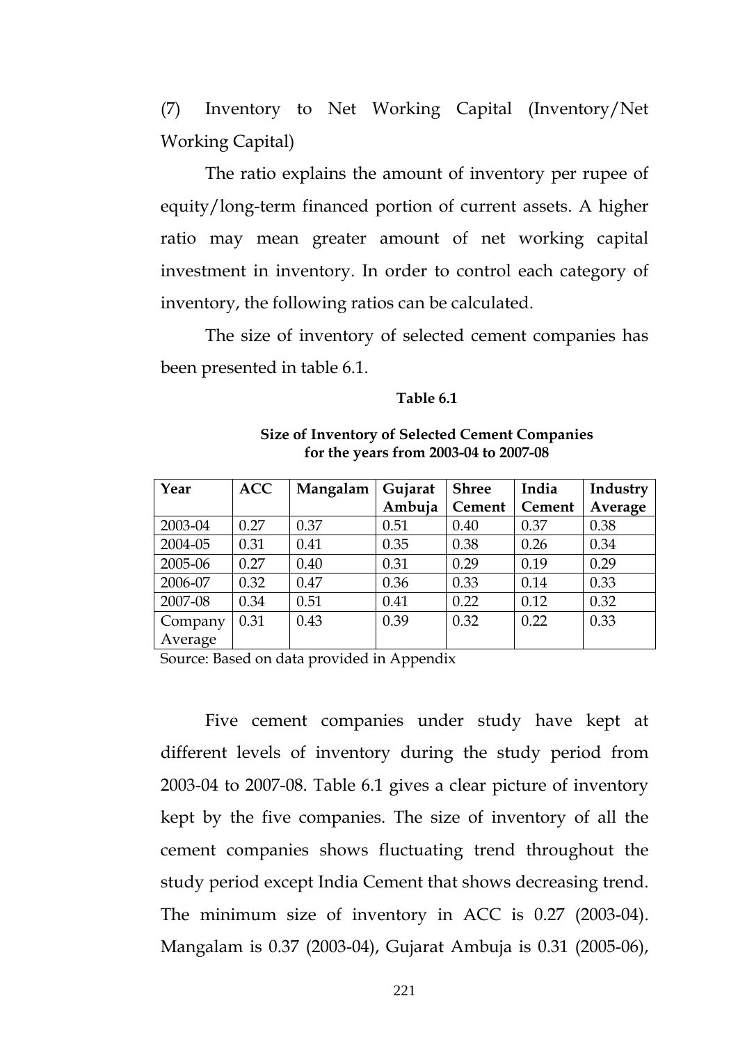(7) Inventory to Net Working Capital (Inventory/Net Working Capital)

The ratio explains the amount of inventory per rupee of equity/long-term financed portion of current assets. A higher ratio may mean greater amount of net working capital investment in inventory. In order to control each category of inventory, the following ratios can be calculated.

The size of inventory of selected cement companies has been presented in table 6.1.

**Table 6.1**

**Size of Inventory of Selected Cement Companies for the years from 2003-04 to 2007-08**

| Year | ACC | Mangalam | Gujarat Ambuja | Shree Cement | India Cement | Industry Average |
|---|---|---|---|---|---|---|
| 2003-04 | 0.27 | 0.37 | 0.51 | 0.40 | 0.37 | 0.38 |
| 2004-05 | 0.31 | 0.41 | 0.35 | 0.38 | 0.26 | 0.34 |
| 2005-06 | 0.27 | 0.40 | 0.31 | 0.29 | 0.19 | 0.29 |
| 2006-07 | 0.32 | 0.47 | 0.36 | 0.33 | 0.14 | 0.33 |
| 2007-08 | 0.34 | 0.51 | 0.41 | 0.22 | 0.12 | 0.32 |
| Company Average | 0.31 | 0.43 | 0.39 | 0.32 | 0.22 | 0.33 |

Source: Based on data provided in Appendix

Five cement companies under study have kept at different levels of inventory during the study period from 2003-04 to 2007-08. Table 6.1 gives a clear picture of inventory kept by the five companies. The size of inventory of all the cement companies shows fluctuating trend throughout the study period except India Cement that shows decreasing trend. The minimum size of inventory in ACC is 0.27 (2003-04). Mangalam is 0.37 (2003-04), Gujarat Ambuja is 0.31 (2005-06),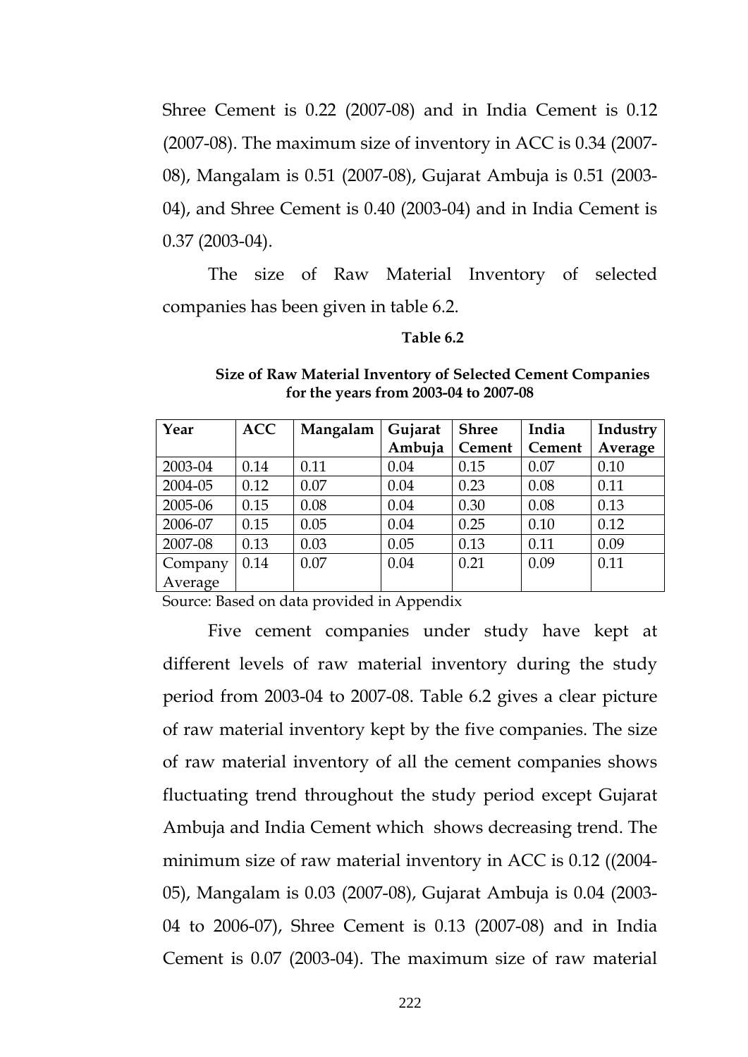Shree Cement is 0.22 (2007-08) and in India Cement is 0.12 (2007-08). The maximum size of inventory in ACC is 0.34 (2007-08), Mangalam is 0.51 (2007-08), Gujarat Ambuja is 0.51 (2003-04), and Shree Cement is 0.40 (2003-04) and in India Cement is 0.37 (2003-04).

The size of Raw Material Inventory of selected companies has been given in table 6.2.

**Table 6.2**

**Size of Raw Material Inventory of Selected Cement Companies for the years from 2003-04 to 2007-08**

| Year | ACC | Mangalam | Gujarat Ambuja | Shree Cement | India Cement | Industry Average |
|---|---|---|---|---|---|---|
| 2003-04 | 0.14 | 0.11 | 0.04 | 0.15 | 0.07 | 0.10 |
| 2004-05 | 0.12 | 0.07 | 0.04 | 0.23 | 0.08 | 0.11 |
| 2005-06 | 0.15 | 0.08 | 0.04 | 0.30 | 0.08 | 0.13 |
| 2006-07 | 0.15 | 0.05 | 0.04 | 0.25 | 0.10 | 0.12 |
| 2007-08 | 0.13 | 0.03 | 0.05 | 0.13 | 0.11 | 0.09 |
| Company Average | 0.14 | 0.07 | 0.04 | 0.21 | 0.09 | 0.11 |

Source: Based on data provided in Appendix

Five cement companies under study have kept at different levels of raw material inventory during the study period from 2003-04 to 2007-08. Table 6.2 gives a clear picture of raw material inventory kept by the five companies. The size of raw material inventory of all the cement companies shows fluctuating trend throughout the study period except Gujarat Ambuja and India Cement which shows decreasing trend. The minimum size of raw material inventory in ACC is 0.12 ((2004-05), Mangalam is 0.03 (2007-08), Gujarat Ambuja is 0.04 (2003-04 to 2006-07), Shree Cement is 0.13 (2007-08) and in India Cement is 0.07 (2003-04). The maximum size of raw material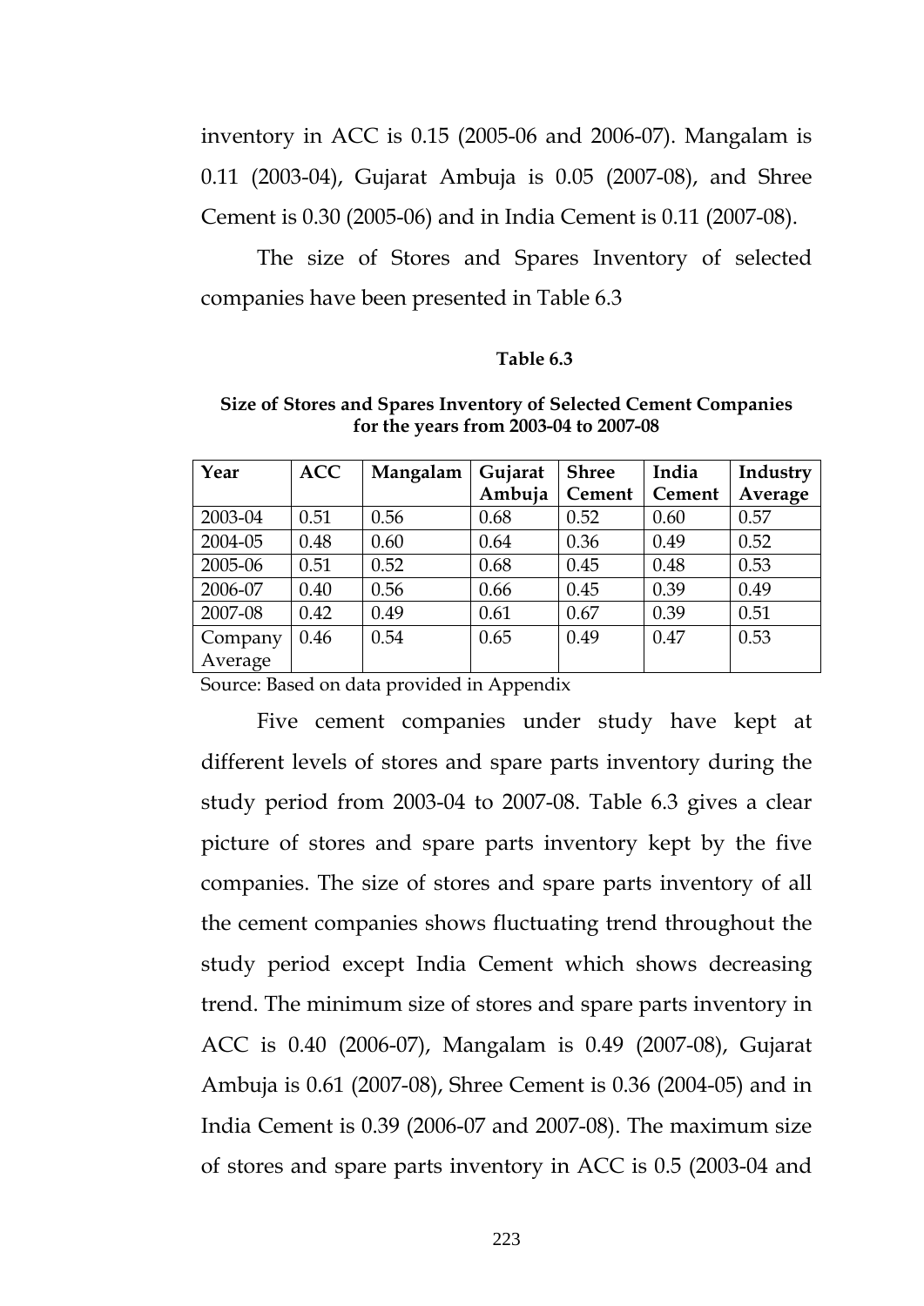inventory in ACC is 0.15 (2005-06 and 2006-07). Mangalam is 0.11 (2003-04), Gujarat Ambuja is 0.05 (2007-08), and Shree Cement is 0.30 (2005-06) and in India Cement is 0.11 (2007-08).

The size of Stores and Spares Inventory of selected companies have been presented in Table 6.3

**Table 6.3**

**Size of Stores and Spares Inventory of Selected Cement Companies for the years from 2003-04 to 2007-08**

| Year | ACC | Mangalam | Gujarat Ambuja | Shree Cement | India Cement | Industry Average |
|---|---|---|---|---|---|---|
| 2003-04 | 0.51 | 0.56 | 0.68 | 0.52 | 0.60 | 0.57 |
| 2004-05 | 0.48 | 0.60 | 0.64 | 0.36 | 0.49 | 0.52 |
| 2005-06 | 0.51 | 0.52 | 0.68 | 0.45 | 0.48 | 0.53 |
| 2006-07 | 0.40 | 0.56 | 0.66 | 0.45 | 0.39 | 0.49 |
| 2007-08 | 0.42 | 0.49 | 0.61 | 0.67 | 0.39 | 0.51 |
| Company Average | 0.46 | 0.54 | 0.65 | 0.49 | 0.47 | 0.53 |

Source: Based on data provided in Appendix

Five cement companies under study have kept at different levels of stores and spare parts inventory during the study period from 2003-04 to 2007-08. Table 6.3 gives a clear picture of stores and spare parts inventory kept by the five companies. The size of stores and spare parts inventory of all the cement companies shows fluctuating trend throughout the study period except India Cement which shows decreasing trend. The minimum size of stores and spare parts inventory in ACC is 0.40 (2006-07), Mangalam is 0.49 (2007-08), Gujarat Ambuja is 0.61 (2007-08), Shree Cement is 0.36 (2004-05) and in India Cement is 0.39 (2006-07 and 2007-08). The maximum size of stores and spare parts inventory in ACC is 0.5 (2003-04 and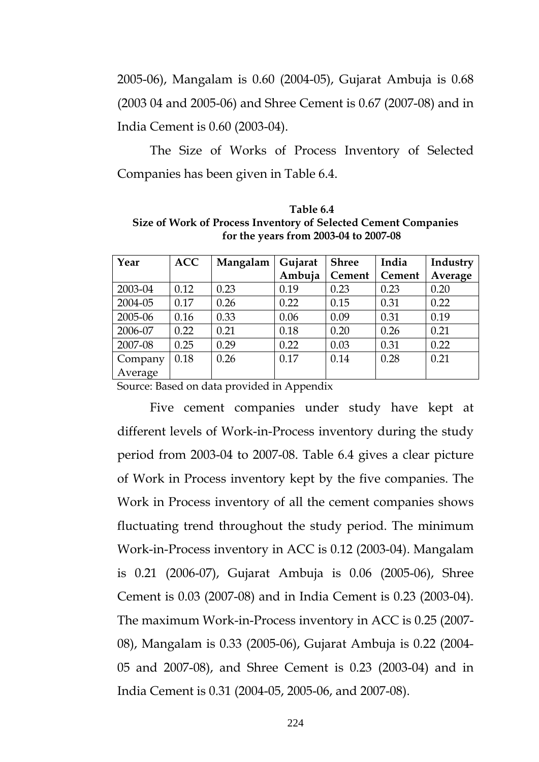2005-06), Mangalam is 0.60 (2004-05), Gujarat Ambuja is 0.68 (2003 04 and 2005-06) and Shree Cement is 0.67 (2007-08) and in India Cement is 0.60 (2003-04).

The Size of Works of Process Inventory of Selected Companies has been given in Table 6.4.

**Table 6.4**
**Size of Work of Process Inventory of Selected Cement Companies for the years from 2003-04 to 2007-08**

| Year | ACC | Mangalam | Gujarat Ambuja | Shree Cement | India Cement | Industry Average |
|---|---|---|---|---|---|---|
| 2003-04 | 0.12 | 0.23 | 0.19 | 0.23 | 0.23 | 0.20 |
| 2004-05 | 0.17 | 0.26 | 0.22 | 0.15 | 0.31 | 0.22 |
| 2005-06 | 0.16 | 0.33 | 0.06 | 0.09 | 0.31 | 0.19 |
| 2006-07 | 0.22 | 0.21 | 0.18 | 0.20 | 0.26 | 0.21 |
| 2007-08 | 0.25 | 0.29 | 0.22 | 0.03 | 0.31 | 0.22 |
| Company Average | 0.18 | 0.26 | 0.17 | 0.14 | 0.28 | 0.21 |

Source: Based on data provided in Appendix

Five cement companies under study have kept at different levels of Work-in-Process inventory during the study period from 2003-04 to 2007-08. Table 6.4 gives a clear picture of Work in Process inventory kept by the five companies. The Work in Process inventory of all the cement companies shows fluctuating trend throughout the study period. The minimum Work-in-Process inventory in ACC is 0.12 (2003-04). Mangalam is 0.21 (2006-07), Gujarat Ambuja is 0.06 (2005-06), Shree Cement is 0.03 (2007-08) and in India Cement is 0.23 (2003-04). The maximum Work-in-Process inventory in ACC is 0.25 (2007-08), Mangalam is 0.33 (2005-06), Gujarat Ambuja is 0.22 (2004-05 and 2007-08), and Shree Cement is 0.23 (2003-04) and in India Cement is 0.31 (2004-05, 2005-06, and 2007-08).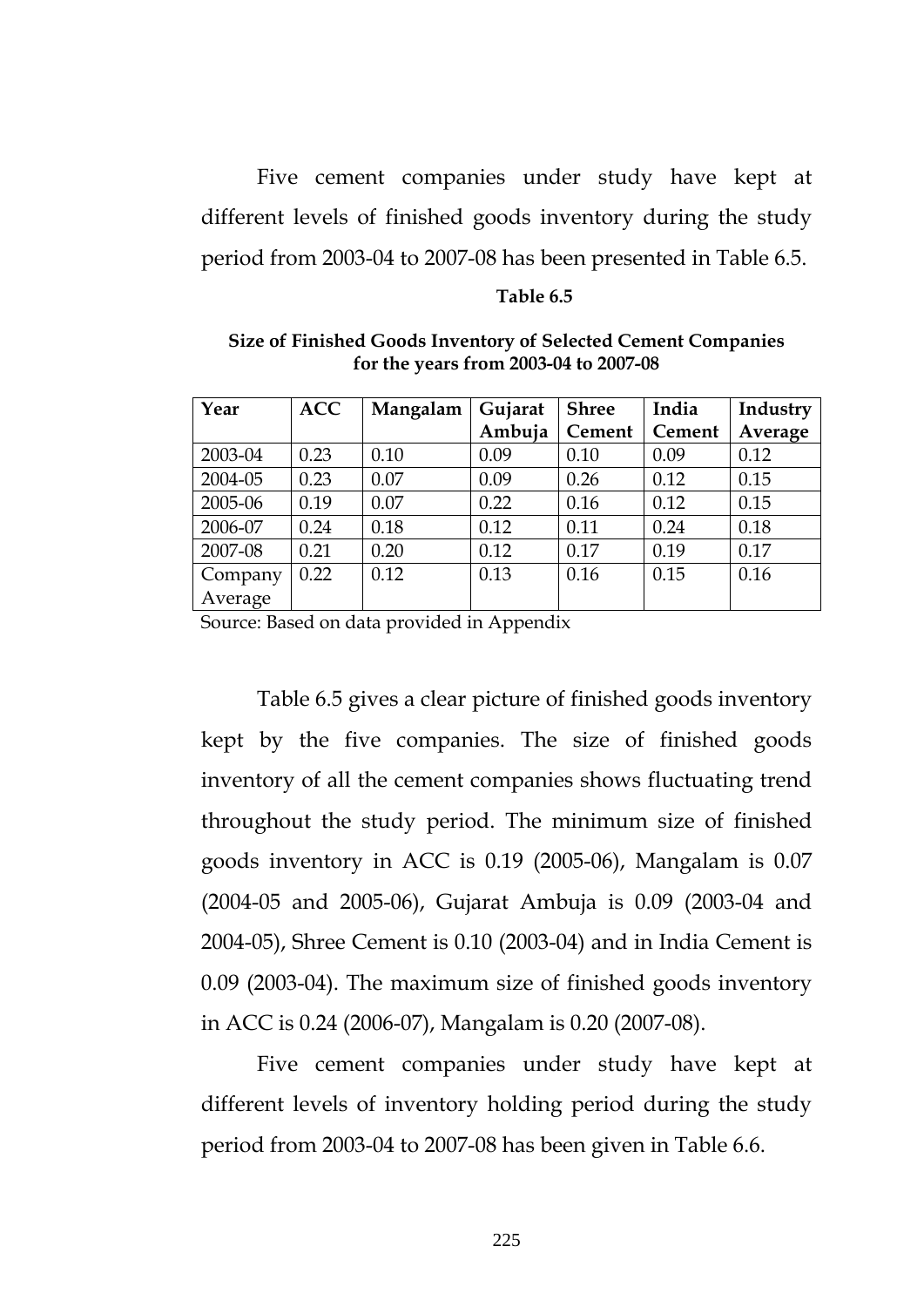Five cement companies under study have kept at different levels of finished goods inventory during the study period from 2003-04 to 2007-08 has been presented in Table 6.5.

**Table 6.5**

**Size of Finished Goods Inventory of Selected Cement Companies for the years from 2003-04 to 2007-08**

| Year | ACC | Mangalam | Gujarat Ambuja | Shree Cement | India Cement | Industry Average |
|---|---|---|---|---|---|---|
| 2003-04 | 0.23 | 0.10 | 0.09 | 0.10 | 0.09 | 0.12 |
| 2004-05 | 0.23 | 0.07 | 0.09 | 0.26 | 0.12 | 0.15 |
| 2005-06 | 0.19 | 0.07 | 0.22 | 0.16 | 0.12 | 0.15 |
| 2006-07 | 0.24 | 0.18 | 0.12 | 0.11 | 0.24 | 0.18 |
| 2007-08 | 0.21 | 0.20 | 0.12 | 0.17 | 0.19 | 0.17 |
| Company Average | 0.22 | 0.12 | 0.13 | 0.16 | 0.15 | 0.16 |

Source: Based on data provided in Appendix

Table 6.5 gives a clear picture of finished goods inventory kept by the five companies. The size of finished goods inventory of all the cement companies shows fluctuating trend throughout the study period. The minimum size of finished goods inventory in ACC is 0.19 (2005-06), Mangalam is 0.07 (2004-05 and 2005-06), Gujarat Ambuja is 0.09 (2003-04 and 2004-05), Shree Cement is 0.10 (2003-04) and in India Cement is 0.09 (2003-04). The maximum size of finished goods inventory in ACC is 0.24 (2006-07), Mangalam is 0.20 (2007-08).

Five cement companies under study have kept at different levels of inventory holding period during the study period from 2003-04 to 2007-08 has been given in Table 6.6.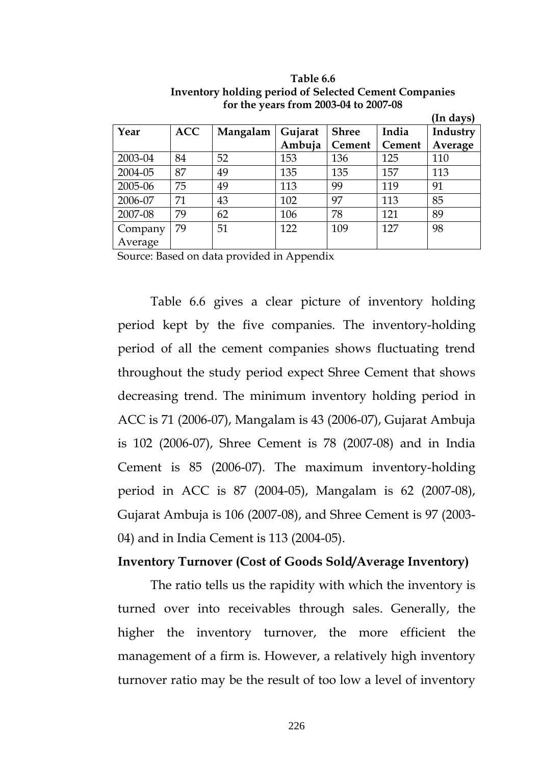**Table 6.6**
**Inventory holding period of Selected Cement Companies for the years from 2003-04 to 2007-08**

**(In days)**

| Year | ACC | Mangalam | Gujarat Ambuja | Shree Cement | India Cement | Industry Average |
|---|---|---|---|---|---|---|
| 2003-04 | 84 | 52 | 153 | 136 | 125 | 110 |
| 2004-05 | 87 | 49 | 135 | 135 | 157 | 113 |
| 2005-06 | 75 | 49 | 113 | 99 | 119 | 91 |
| 2006-07 | 71 | 43 | 102 | 97 | 113 | 85 |
| 2007-08 | 79 | 62 | 106 | 78 | 121 | 89 |
| Company Average | 79 | 51 | 122 | 109 | 127 | 98 |

Source: Based on data provided in Appendix

Table 6.6 gives a clear picture of inventory holding period kept by the five companies. The inventory-holding period of all the cement companies shows fluctuating trend throughout the study period expect Shree Cement that shows decreasing trend. The minimum inventory holding period in ACC is 71 (2006-07), Mangalam is 43 (2006-07), Gujarat Ambuja is 102 (2006-07), Shree Cement is 78 (2007-08) and in India Cement is 85 (2006-07). The maximum inventory-holding period in ACC is 87 (2004-05), Mangalam is 62 (2007-08), Gujarat Ambuja is 106 (2007-08), and Shree Cement is 97 (2003-04) and in India Cement is 113 (2004-05).

**Inventory Turnover (Cost of Goods Sold/Average Inventory)**

The ratio tells us the rapidity with which the inventory is turned over into receivables through sales. Generally, the higher the inventory turnover, the more efficient the management of a firm is. However, a relatively high inventory turnover ratio may be the result of too low a level of inventory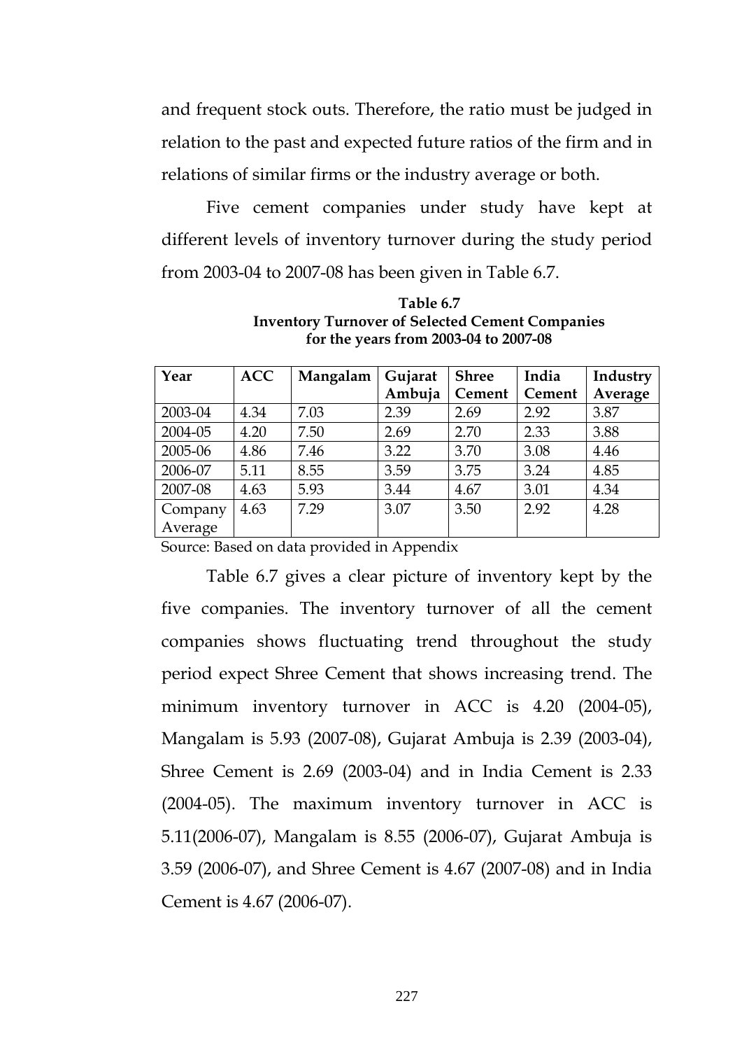and frequent stock outs. Therefore, the ratio must be judged in relation to the past and expected future ratios of the firm and in relations of similar firms or the industry average or both.

Five cement companies under study have kept at different levels of inventory turnover during the study period from 2003-04 to 2007-08 has been given in Table 6.7.

**Table 6.7**
**Inventory Turnover of Selected Cement Companies for the years from 2003-04 to 2007-08**

| Year | ACC | Mangalam | Gujarat Ambuja | Shree Cement | India Cement | Industry Average |
|---|---|---|---|---|---|---|
| 2003-04 | 4.34 | 7.03 | 2.39 | 2.69 | 2.92 | 3.87 |
| 2004-05 | 4.20 | 7.50 | 2.69 | 2.70 | 2.33 | 3.88 |
| 2005-06 | 4.86 | 7.46 | 3.22 | 3.70 | 3.08 | 4.46 |
| 2006-07 | 5.11 | 8.55 | 3.59 | 3.75 | 3.24 | 4.85 |
| 2007-08 | 4.63 | 5.93 | 3.44 | 4.67 | 3.01 | 4.34 |
| Company Average | 4.63 | 7.29 | 3.07 | 3.50 | 2.92 | 4.28 |

Source: Based on data provided in Appendix

Table 6.7 gives a clear picture of inventory kept by the five companies. The inventory turnover of all the cement companies shows fluctuating trend throughout the study period expect Shree Cement that shows increasing trend. The minimum inventory turnover in ACC is 4.20 (2004-05), Mangalam is 5.93 (2007-08), Gujarat Ambuja is 2.39 (2003-04), Shree Cement is 2.69 (2003-04) and in India Cement is 2.33 (2004-05). The maximum inventory turnover in ACC is 5.11(2006-07), Mangalam is 8.55 (2006-07), Gujarat Ambuja is 3.59 (2006-07), and Shree Cement is 4.67 (2007-08) and in India Cement is 4.67 (2006-07).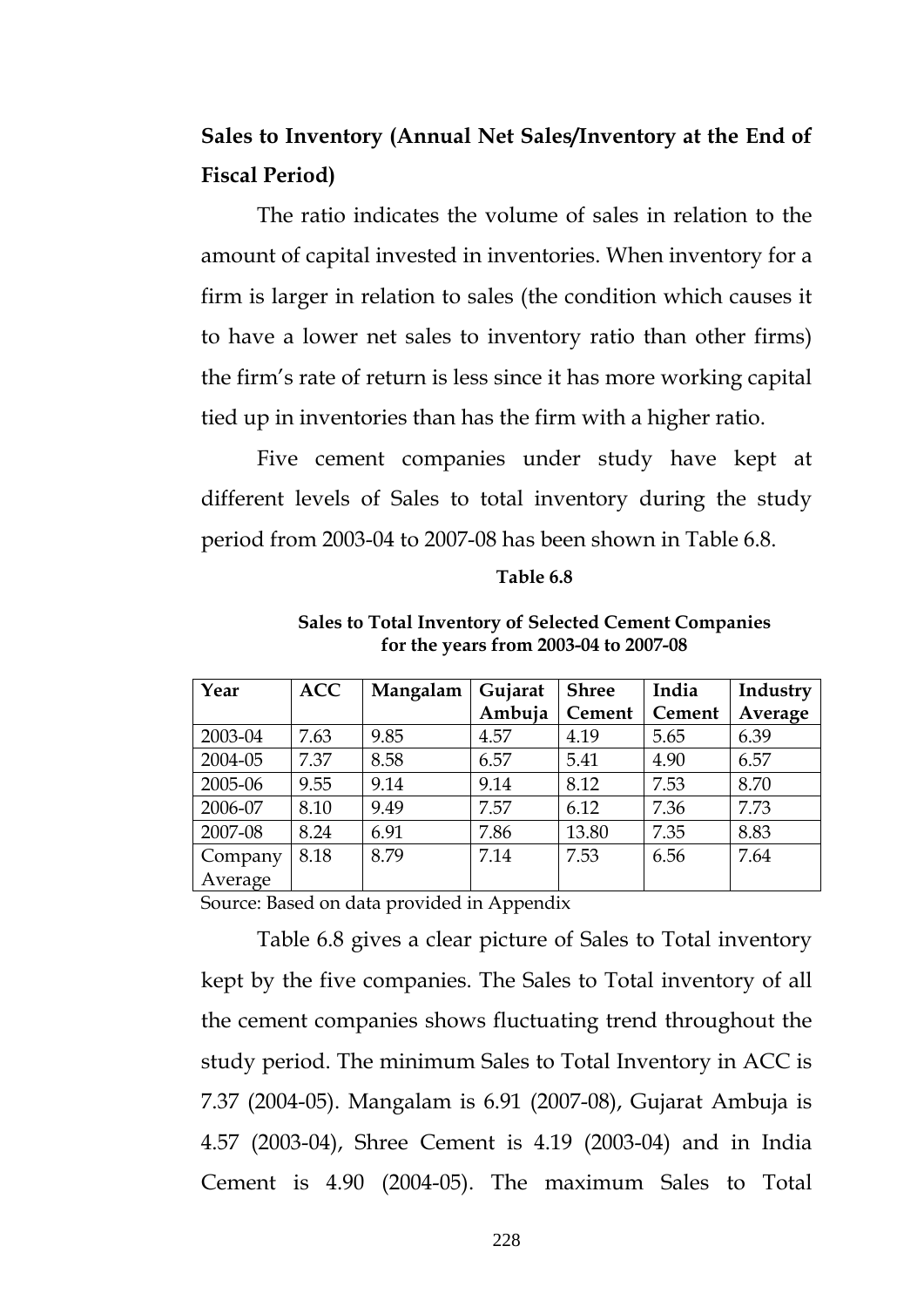**Sales to Inventory (Annual Net Sales/Inventory at the End of Fiscal Period)**

The ratio indicates the volume of sales in relation to the amount of capital invested in inventories. When inventory for a firm is larger in relation to sales (the condition which causes it to have a lower net sales to inventory ratio than other firms) the firm's rate of return is less since it has more working capital tied up in inventories than has the firm with a higher ratio.

Five cement companies under study have kept at different levels of Sales to total inventory during the study period from 2003-04 to 2007-08 has been shown in Table 6.8.

**Table 6.8**

**Sales to Total Inventory of Selected Cement Companies for the years from 2003-04 to 2007-08**

| Year | ACC | Mangalam | Gujarat Ambuja | Shree Cement | India Cement | Industry Average |
|---|---|---|---|---|---|---|
| 2003-04 | 7.63 | 9.85 | 4.57 | 4.19 | 5.65 | 6.39 |
| 2004-05 | 7.37 | 8.58 | 6.57 | 5.41 | 4.90 | 6.57 |
| 2005-06 | 9.55 | 9.14 | 9.14 | 8.12 | 7.53 | 8.70 |
| 2006-07 | 8.10 | 9.49 | 7.57 | 6.12 | 7.36 | 7.73 |
| 2007-08 | 8.24 | 6.91 | 7.86 | 13.80 | 7.35 | 8.83 |
| Company Average | 8.18 | 8.79 | 7.14 | 7.53 | 6.56 | 7.64 |

Source: Based on data provided in Appendix

Table 6.8 gives a clear picture of Sales to Total inventory kept by the five companies. The Sales to Total inventory of all the cement companies shows fluctuating trend throughout the study period. The minimum Sales to Total Inventory in ACC is 7.37 (2004-05). Mangalam is 6.91 (2007-08), Gujarat Ambuja is 4.57 (2003-04), Shree Cement is 4.19 (2003-04) and in India Cement is 4.90 (2004-05). The maximum Sales to Total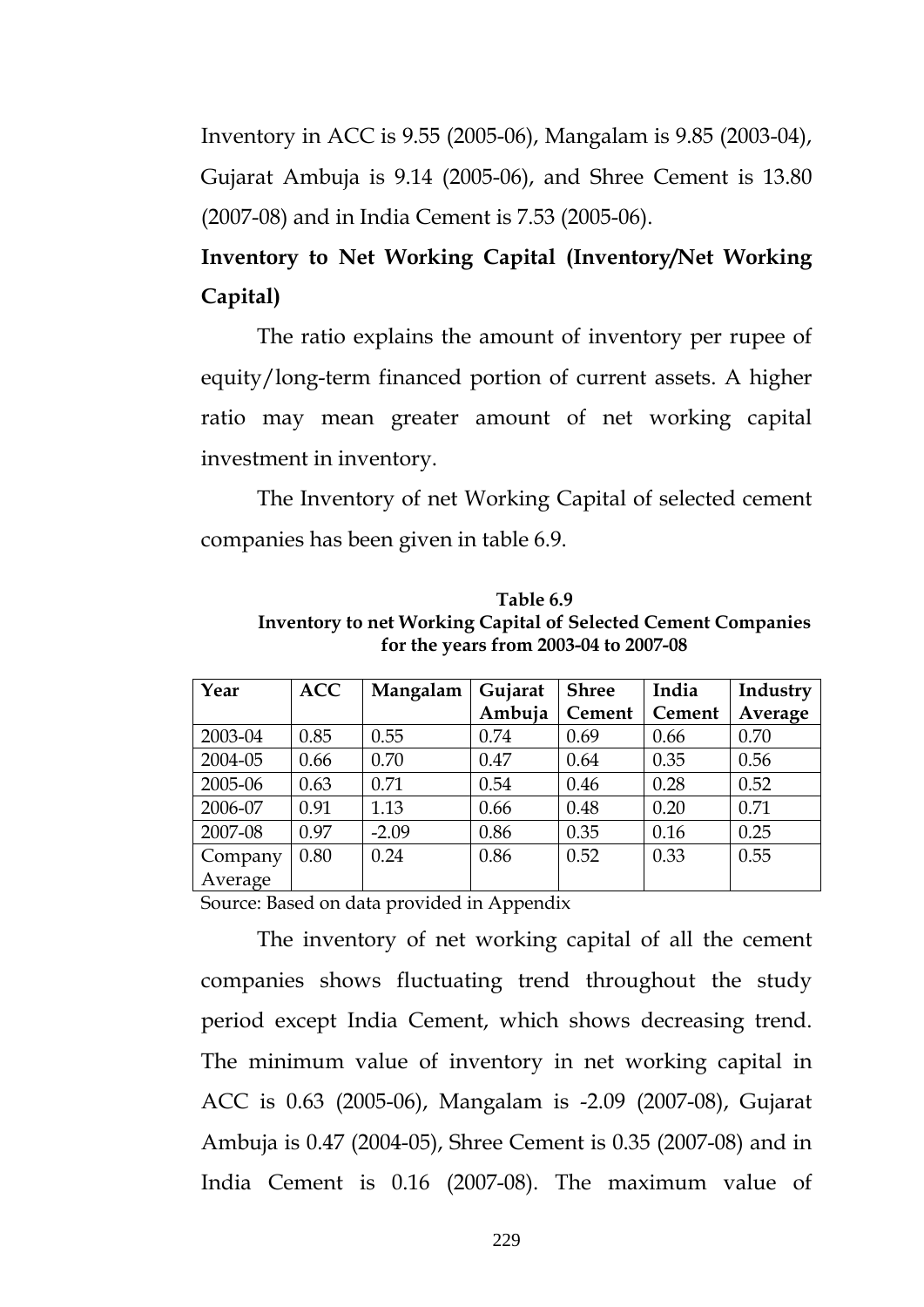Inventory in ACC is 9.55 (2005-06), Mangalam is 9.85 (2003-04), Gujarat Ambuja is 9.14 (2005-06), and Shree Cement is 13.80 (2007-08) and in India Cement is 7.53 (2005-06).

**Inventory to Net Working Capital (Inventory/Net Working Capital)**

The ratio explains the amount of inventory per rupee of equity/long-term financed portion of current assets. A higher ratio may mean greater amount of net working capital investment in inventory.

The Inventory of net Working Capital of selected cement companies has been given in table 6.9.

**Table 6.9**
**Inventory to net Working Capital of Selected Cement Companies for the years from 2003-04 to 2007-08**

| Year | ACC | Mangalam | Gujarat Ambuja | Shree Cement | India Cement | Industry Average |
|---|---|---|---|---|---|---|
| 2003-04 | 0.85 | 0.55 | 0.74 | 0.69 | 0.66 | 0.70 |
| 2004-05 | 0.66 | 0.70 | 0.47 | 0.64 | 0.35 | 0.56 |
| 2005-06 | 0.63 | 0.71 | 0.54 | 0.46 | 0.28 | 0.52 |
| 2006-07 | 0.91 | 1.13 | 0.66 | 0.48 | 0.20 | 0.71 |
| 2007-08 | 0.97 | -2.09 | 0.86 | 0.35 | 0.16 | 0.25 |
| Company Average | 0.80 | 0.24 | 0.86 | 0.52 | 0.33 | 0.55 |

Source: Based on data provided in Appendix

The inventory of net working capital of all the cement companies shows fluctuating trend throughout the study period except India Cement, which shows decreasing trend. The minimum value of inventory in net working capital in ACC is 0.63 (2005-06), Mangalam is -2.09 (2007-08), Gujarat Ambuja is 0.47 (2004-05), Shree Cement is 0.35 (2007-08) and in India Cement is 0.16 (2007-08). The maximum value of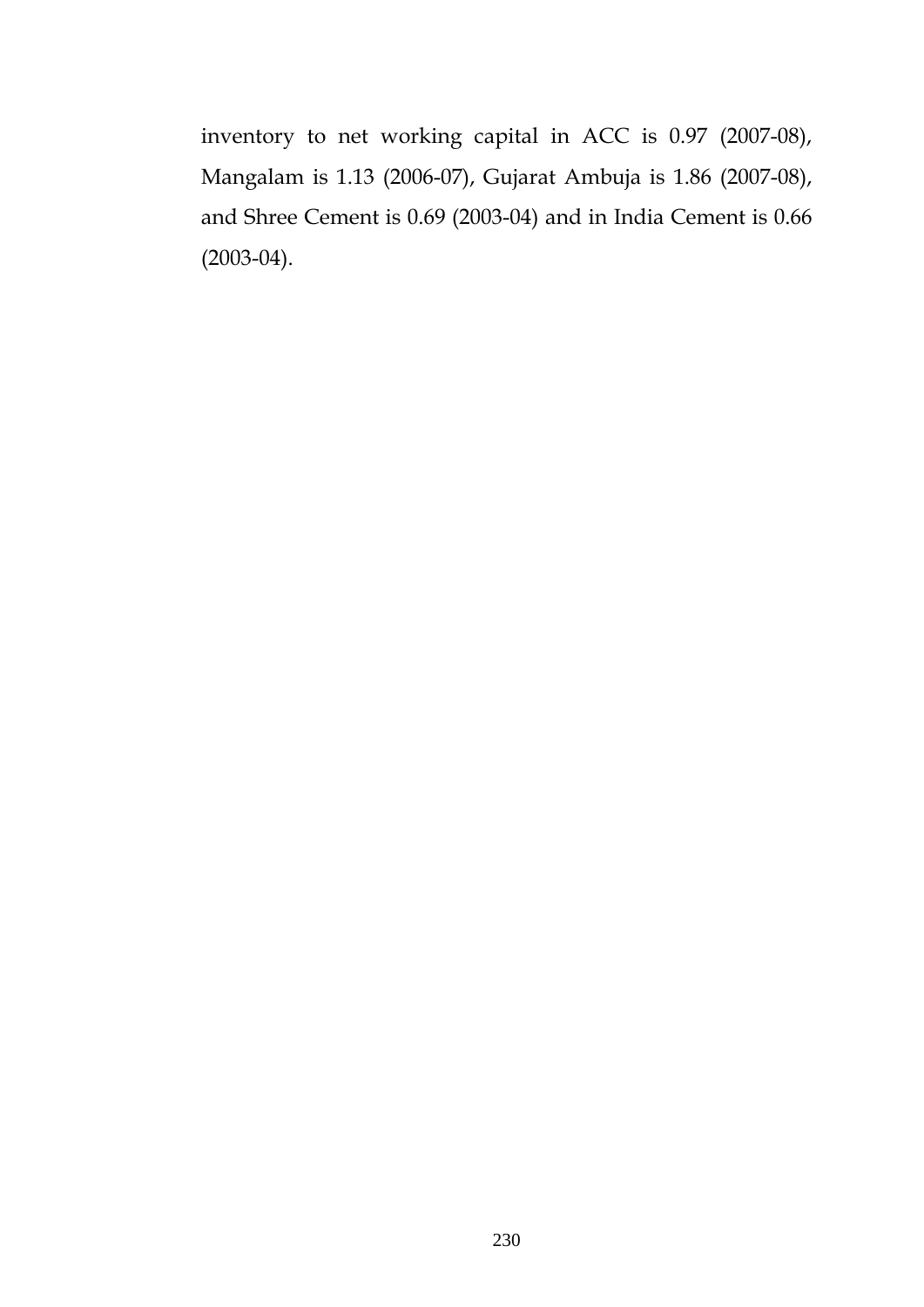inventory to net working capital in ACC is 0.97 (2007-08), Mangalam is 1.13 (2006-07), Gujarat Ambuja is 1.86 (2007-08), and Shree Cement is 0.69 (2003-04) and in India Cement is 0.66 (2003-04).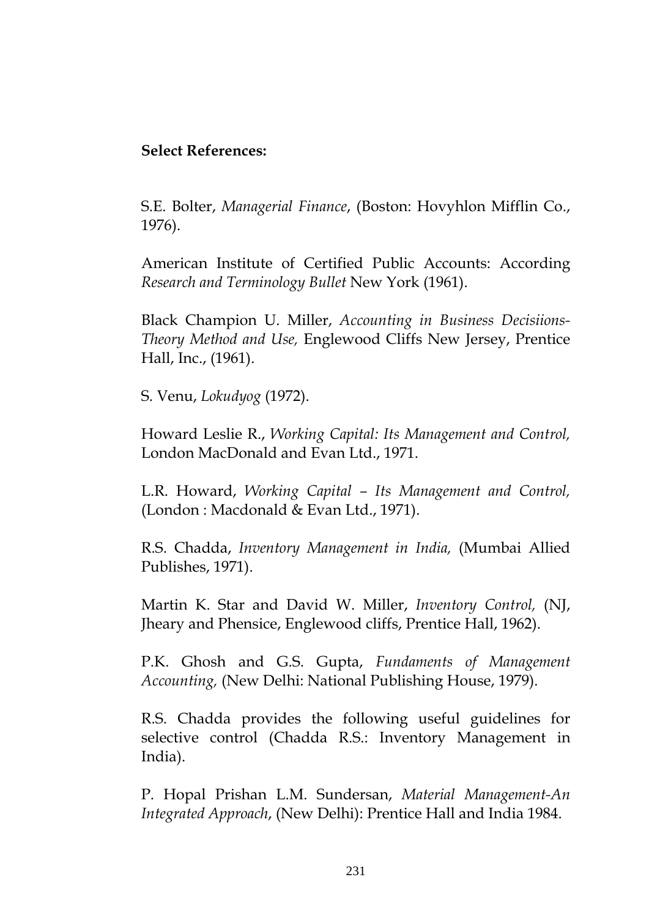**Select References:**

S.E. Bolter, *Managerial Finance*, (Boston: Hovyhlon Mifflin Co., 1976).

American Institute of Certified Public Accounts: According *Research and Terminology Bullet* New York (1961).

Black Champion U. Miller, *Accounting in Business Decisiions-Theory Method and Use,* Englewood Cliffs New Jersey, Prentice Hall, Inc., (1961).

S. Venu, *Lokudyog* (1972).

Howard Leslie R., *Working Capital: Its Management and Control,* London MacDonald and Evan Ltd., 1971.

L.R. Howard, *Working Capital – Its Management and Control,* (London : Macdonald & Evan Ltd., 1971).

R.S. Chadda, *Inventory Management in India,* (Mumbai Allied Publishes, 1971).

Martin K. Star and David W. Miller, *Inventory Control,* (NJ, Jheary and Phensice, Englewood cliffs, Prentice Hall, 1962).

P.K. Ghosh and G.S. Gupta, *Fundaments of Management Accounting,* (New Delhi: National Publishing House, 1979).

R.S. Chadda provides the following useful guidelines for selective control (Chadda R.S.: Inventory Management in India).

P. Hopal Prishan L.M. Sundersan, *Material Management-An Integrated Approach*, (New Delhi): Prentice Hall and India 1984.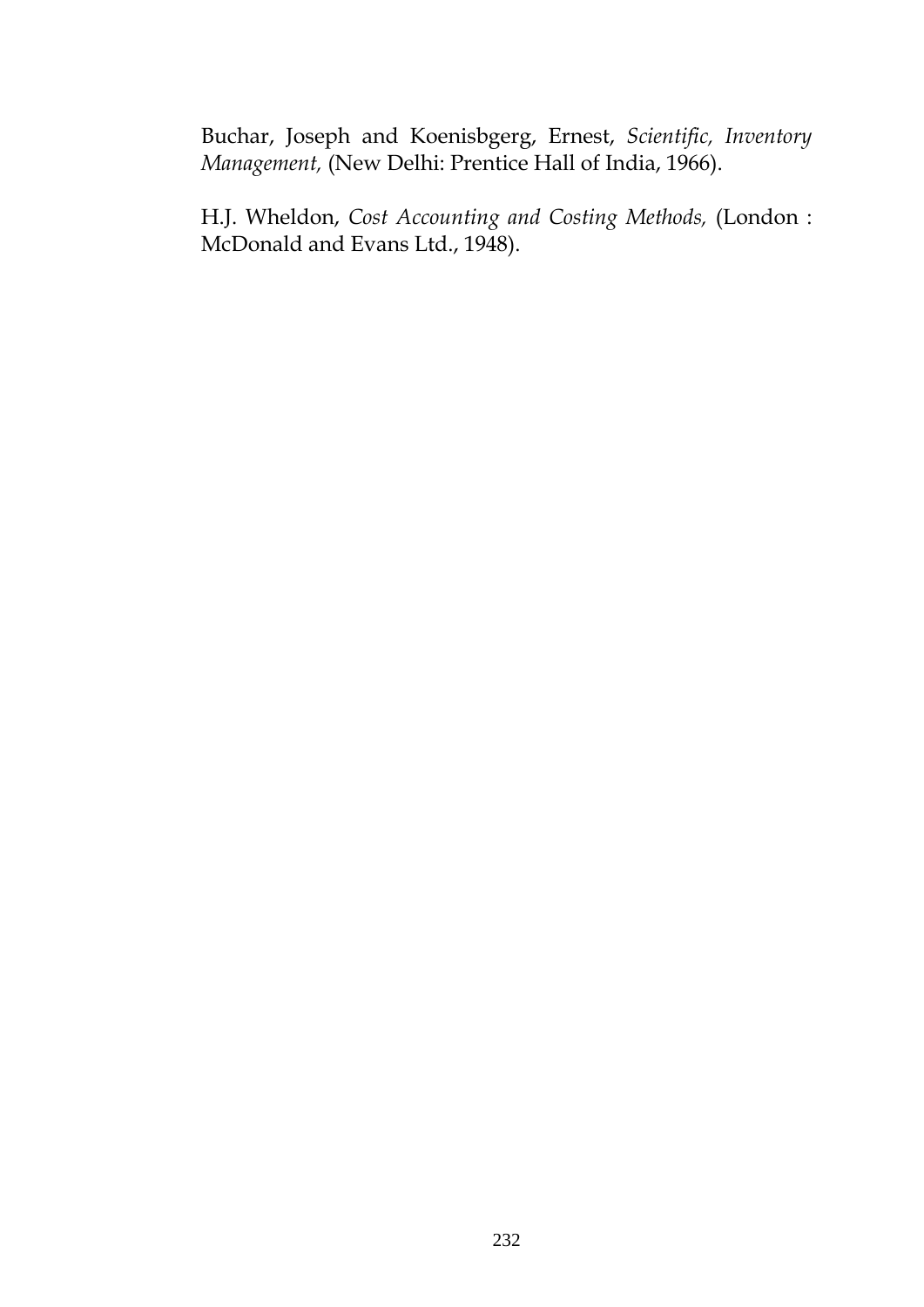Buchar, Joseph and Koenisbgerg, Ernest, *Scientific, Inventory Management,* (New Delhi: Prentice Hall of India, 1966).

H.J. Wheldon, *Cost Accounting and Costing Methods,* (London : McDonald and Evans Ltd., 1948).